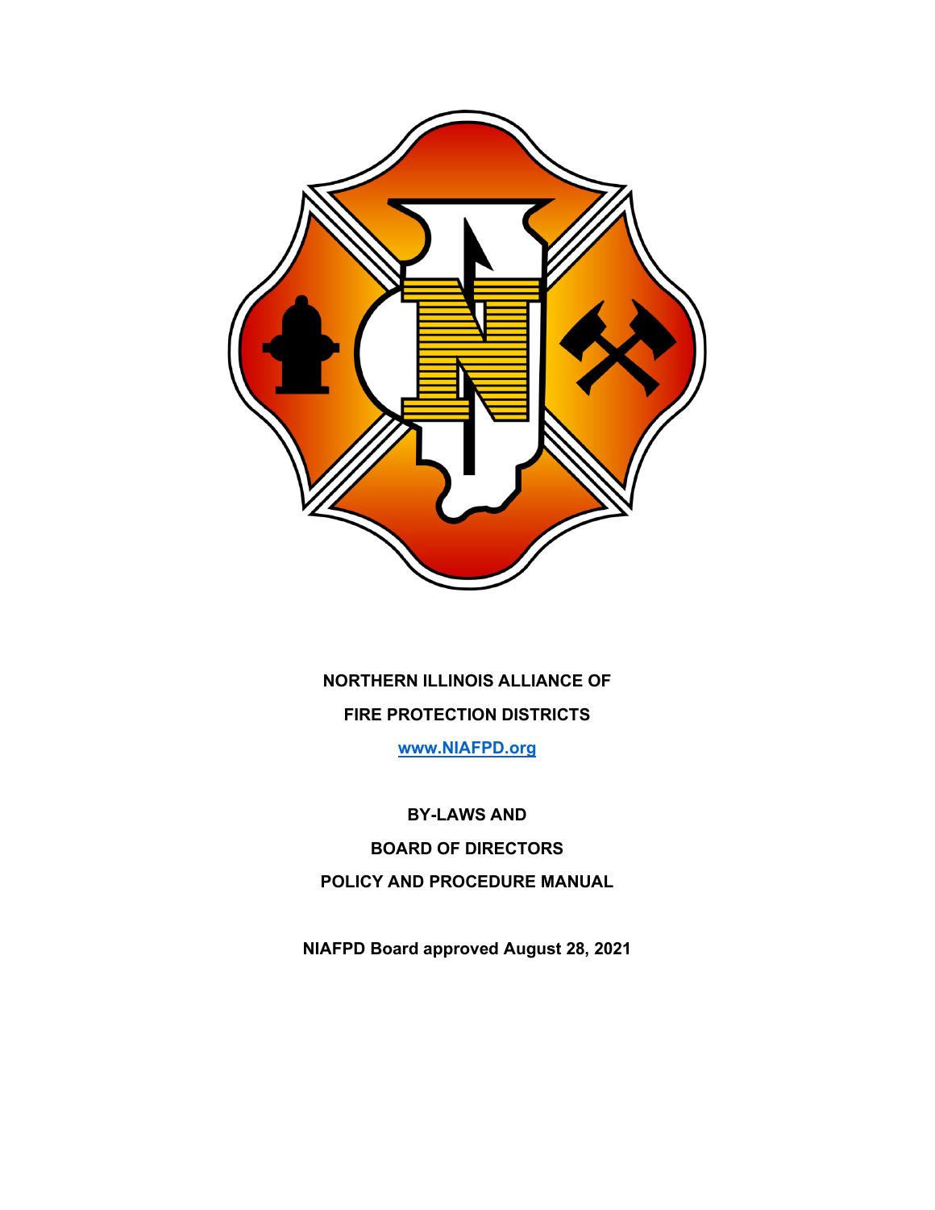**NORTHERN ILLINOIS ALLIANCE OF**

**FIRE PROTECTION DISTRICTS**

**www.NIAFPD.org**

**BY-LAWS AND**

**BOARD OF DIRECTORS**

**POLICY AND PROCEDURE MANUAL**

**NIAFPD Board approved August 28, 2021**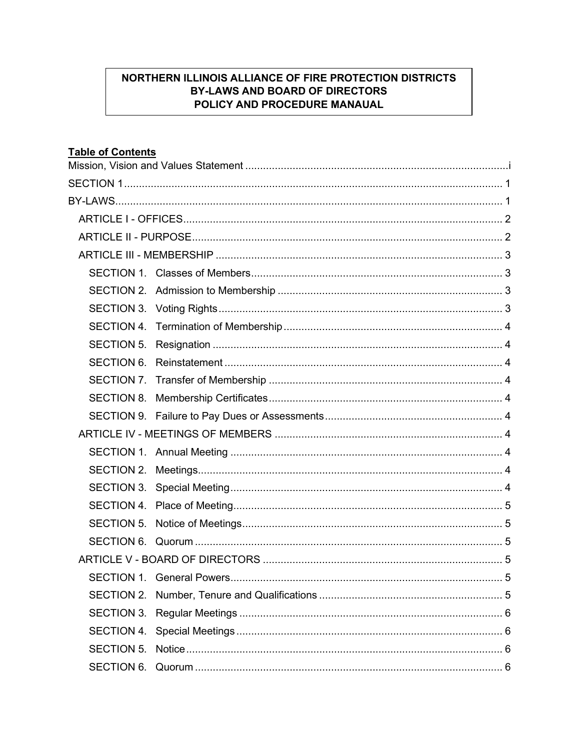**NORTHERN ILLINOIS ALLIANCE OF FIRE PROTECTION DISTRICTS**
**BY-LAWS AND BOARD OF DIRECTORS**
**POLICY AND PROCEDURE MANAUAL**

## Table of Contents

Mission, Vision and Values Statement ........................................................................................i

SECTION 1................................................................................................................................ 1

BY-LAWS.................................................................................................................................. 1

- ARTICLE I - OFFICES........................................................................................................... 2
- ARTICLE II - PURPOSE........................................................................................................ 2
- ARTICLE III - MEMBERSHIP ................................................................................................ 3
  - SECTION 1. Classes of Members.................................................................................... 3
  - SECTION 2. Admission to Membership ............................................................................ 3
  - SECTION 3. Voting Rights............................................................................................... 3
  - SECTION 4. Termination of Membership......................................................................... 4
  - SECTION 5. Resignation ................................................................................................. 4
  - SECTION 6. Reinstatement ............................................................................................. 4
  - SECTION 7. Transfer of Membership .............................................................................. 4
  - SECTION 8. Membership Certificates.............................................................................. 4
  - SECTION 9. Failure to Pay Dues or Assessments........................................................... 4
- ARTICLE IV - MEETINGS OF MEMBERS ............................................................................ 4
  - SECTION 1. Annual Meeting ............................................................................................ 4
  - SECTION 2. Meetings...................................................................................................... 4
  - SECTION 3. Special Meeting............................................................................................ 4
  - SECTION 4. Place of Meeting........................................................................................... 5
  - SECTION 5. Notice of Meetings....................................................................................... 5
  - SECTION 6. Quorum ........................................................................................................ 5
- ARTICLE V - BOARD OF DIRECTORS ................................................................................ 5
  - SECTION 1. General Powers............................................................................................ 5
  - SECTION 2. Number, Tenure and Qualifications ............................................................. 5
  - SECTION 3. Regular Meetings ......................................................................................... 6
  - SECTION 4. Special Meetings.......................................................................................... 6
  - SECTION 5. Notice........................................................................................................... 6
  - SECTION 6. Quorum ........................................................................................................ 6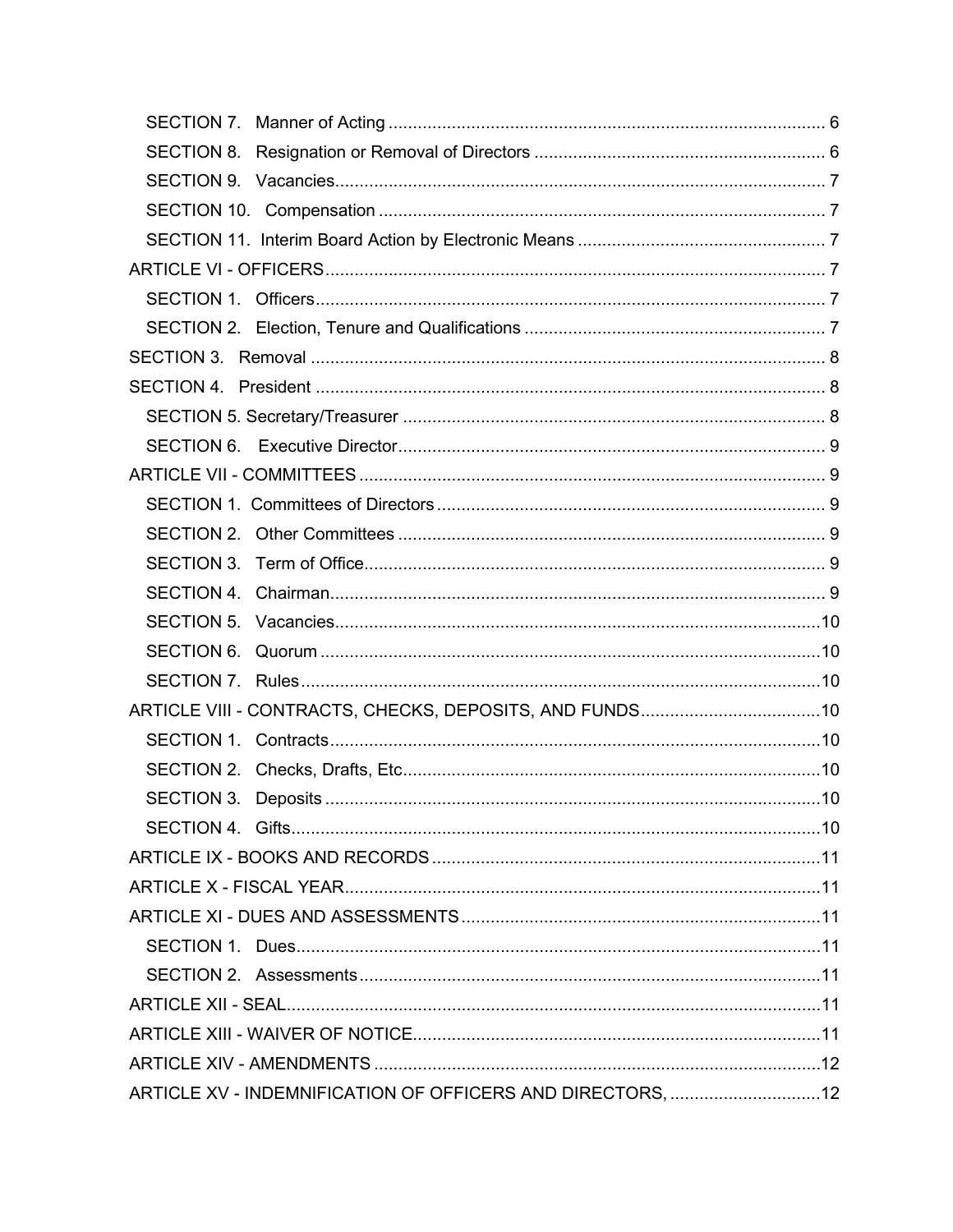SECTION 7. Manner of Acting ........................................................................................ 6

SECTION 8. Resignation or Removal of Directors ........................................................ 6

SECTION 9. Vacancies.................................................................................................. 7

SECTION 10. Compensation ......................................................................................... 7

SECTION 11. Interim Board Action by Electronic Means ............................................... 7

ARTICLE VI - OFFICERS..................................................................................................... 7

SECTION 1. Officers....................................................................................................... 7

SECTION 2. Election, Tenure and Qualifications ........................................................... 7

SECTION 3. Removal ........................................................................................................ 8

SECTION 4. President ....................................................................................................... 8

SECTION 5. Secretary/Treasurer .................................................................................... 8

SECTION 6. Executive Director..................................................................................... 9

ARTICLE VII - COMMITTEES .............................................................................................. 9

SECTION 1. Committees of Directors ............................................................................. 9

SECTION 2. Other Committees ...................................................................................... 9

SECTION 3. Term of Office............................................................................................ 9

SECTION 4. Chairman.................................................................................................... 9

SECTION 5. Vacancies..................................................................................................10

SECTION 6. Quorum .....................................................................................................10

SECTION 7. Rules .........................................................................................................10

ARTICLE VIII - CONTRACTS, CHECKS, DEPOSITS, AND FUNDS....................................10

SECTION 1. Contracts...................................................................................................10

SECTION 2. Checks, Drafts, Etc....................................................................................10

SECTION 3. Deposits ....................................................................................................10

SECTION 4. Gifts...........................................................................................................10

ARTICLE IX - BOOKS AND RECORDS ...............................................................................11

ARTICLE X - FISCAL YEAR.................................................................................................11

ARTICLE XI - DUES AND ASSESSMENTS .........................................................................11

SECTION 1. Dues..........................................................................................................11

SECTION 2. Assessments.............................................................................................11

ARTICLE XII - SEAL.............................................................................................................11

ARTICLE XIII - WAIVER OF NOTICE...................................................................................11

ARTICLE XIV - AMENDMENTS ...........................................................................................12

ARTICLE XV - INDEMNIFICATION OF OFFICERS AND DIRECTORS, ...............................12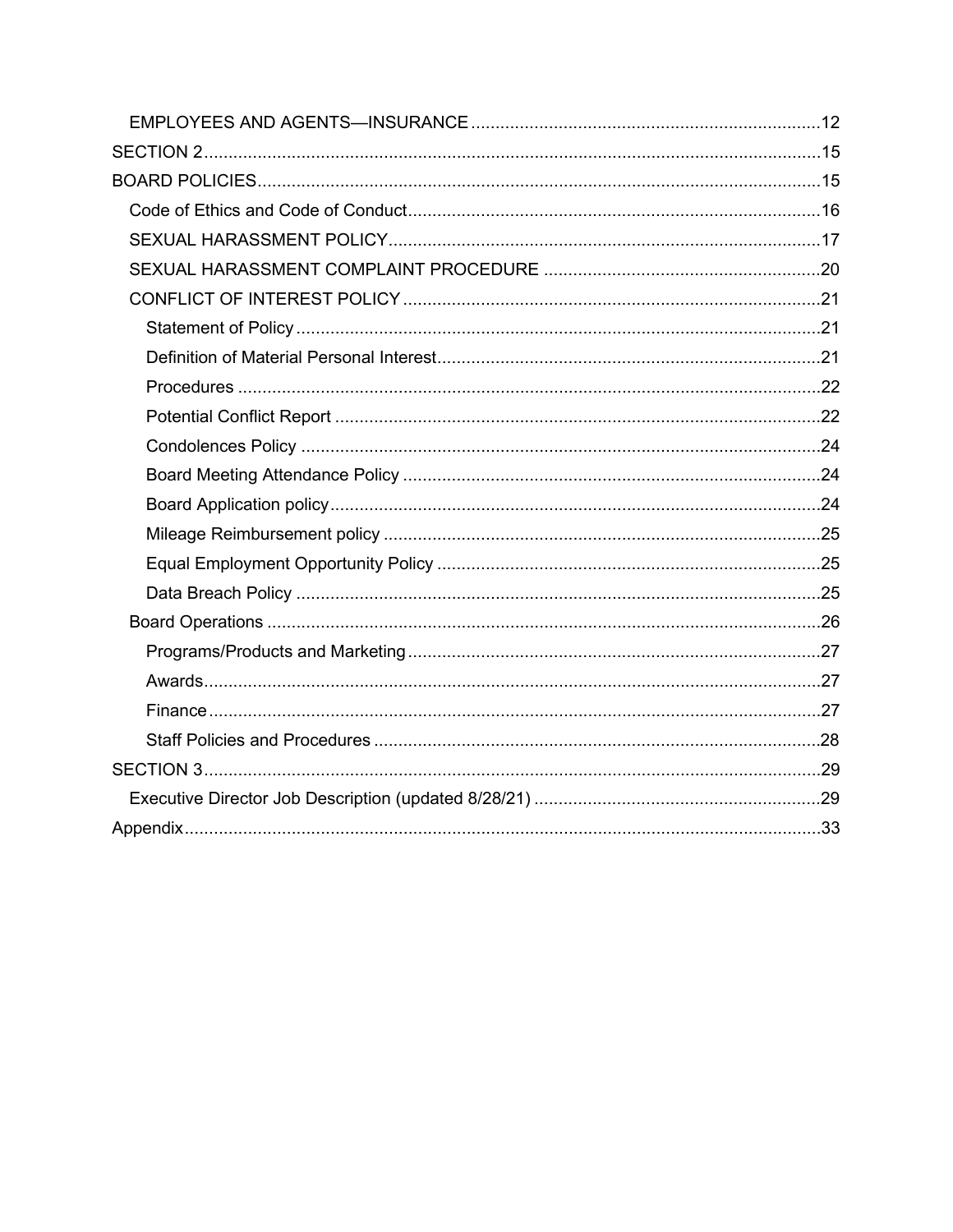- EMPLOYEES AND AGENTS—INSURANCE ....................................................................12
- SECTION 2 ..............................................................................................................15
- BOARD POLICIES ...................................................................................................15
  - Code of Ethics and Code of Conduct ...................................................................16
  - SEXUAL HARASSMENT POLICY .......................................................................17
  - SEXUAL HARASSMENT COMPLAINT PROCEDURE .........................................20
  - CONFLICT OF INTEREST POLICY .....................................................................21
    - Statement of Policy ..........................................................................................21
    - Definition of Material Personal Interest .............................................................21
    - Procedures ......................................................................................................22
    - Potential Conflict Report ..................................................................................22
    - Condolences Policy .........................................................................................24
    - Board Meeting Attendance Policy .....................................................................24
    - Board Application policy ..................................................................................24
    - Mileage Reimbursement policy .........................................................................25
    - Equal Employment Opportunity Policy ..............................................................25
    - Data Breach Policy ..........................................................................................25
  - Board Operations ................................................................................................26
    - Programs/Products and Marketing ...................................................................27
    - Awards .............................................................................................................27
    - Finance ............................................................................................................27
    - Staff Policies and Procedures ..........................................................................28
- SECTION 3 ..............................................................................................................29
  - Executive Director Job Description (updated 8/28/21) ..........................................29
- Appendix .................................................................................................................33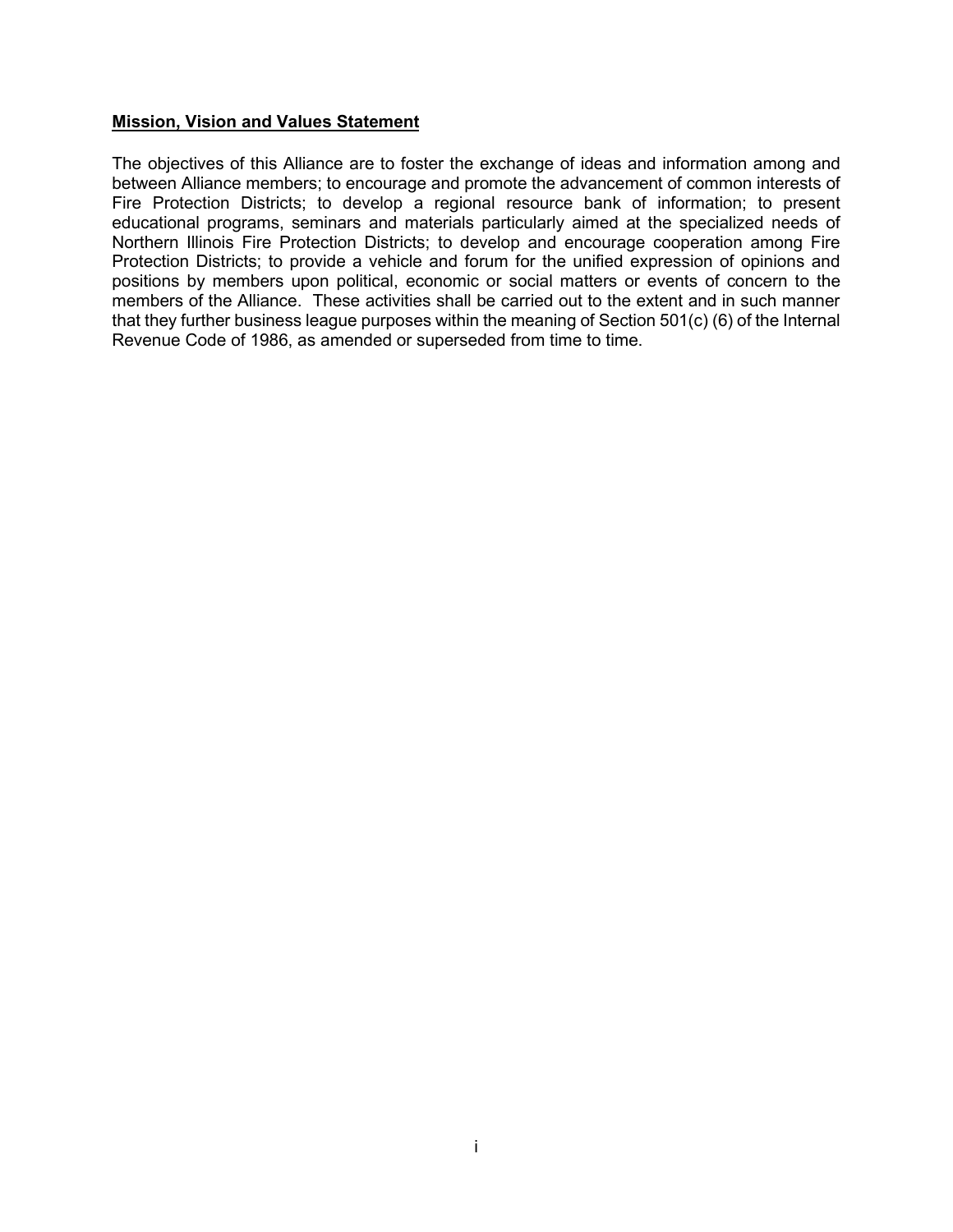**Mission, Vision and Values Statement**

The objectives of this Alliance are to foster the exchange of ideas and information among and between Alliance members; to encourage and promote the advancement of common interests of Fire Protection Districts; to develop a regional resource bank of information; to present educational programs, seminars and materials particularly aimed at the specialized needs of Northern Illinois Fire Protection Districts; to develop and encourage cooperation among Fire Protection Districts; to provide a vehicle and forum for the unified expression of opinions and positions by members upon political, economic or social matters or events of concern to the members of the Alliance. These activities shall be carried out to the extent and in such manner that they further business league purposes within the meaning of Section 501(c) (6) of the Internal Revenue Code of 1986, as amended or superseded from time to time.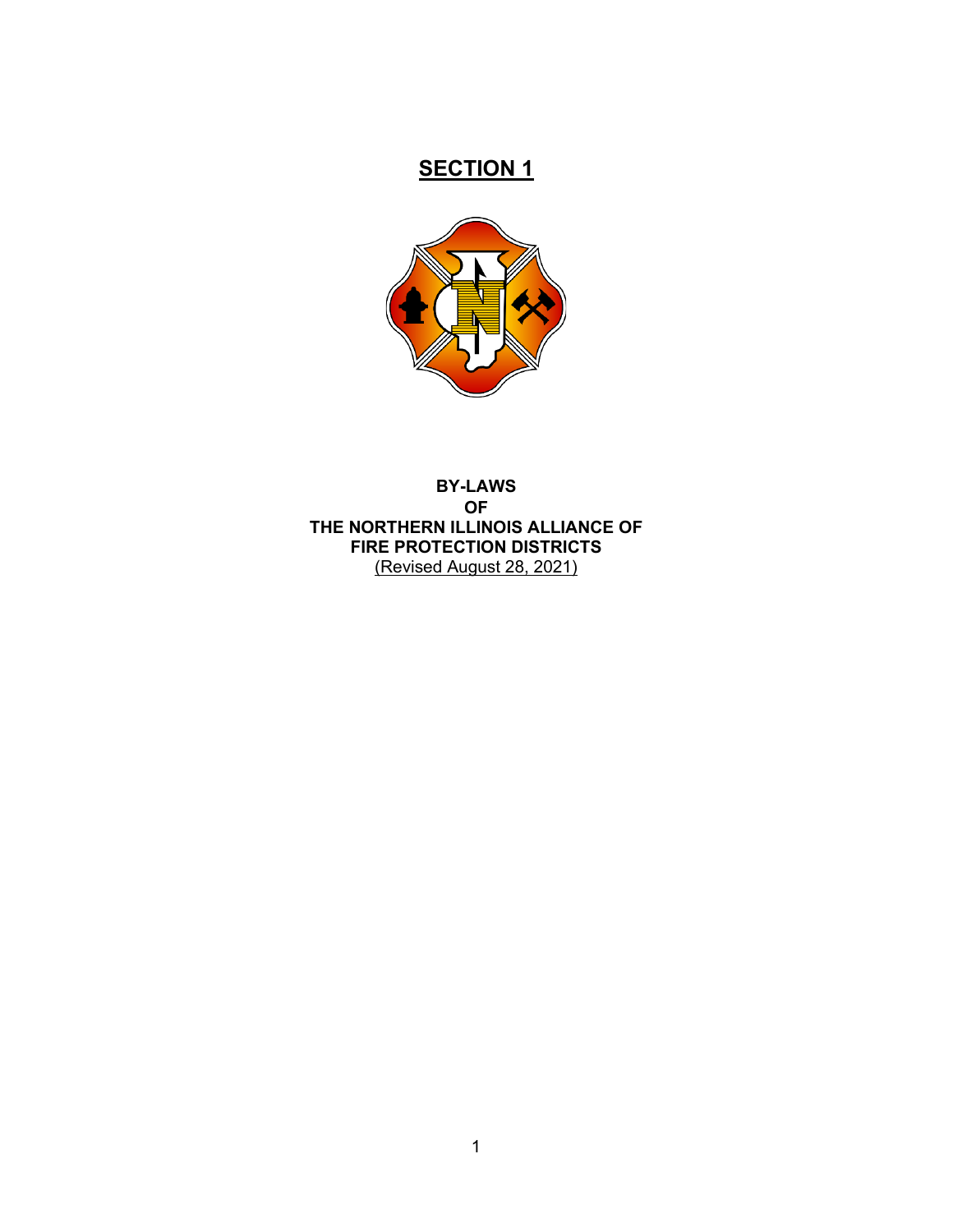# SECTION 1

**BY-LAWS**
**OF**
**THE NORTHERN ILLINOIS ALLIANCE OF**
**FIRE PROTECTION DISTRICTS**
(Revised August 28, 2021)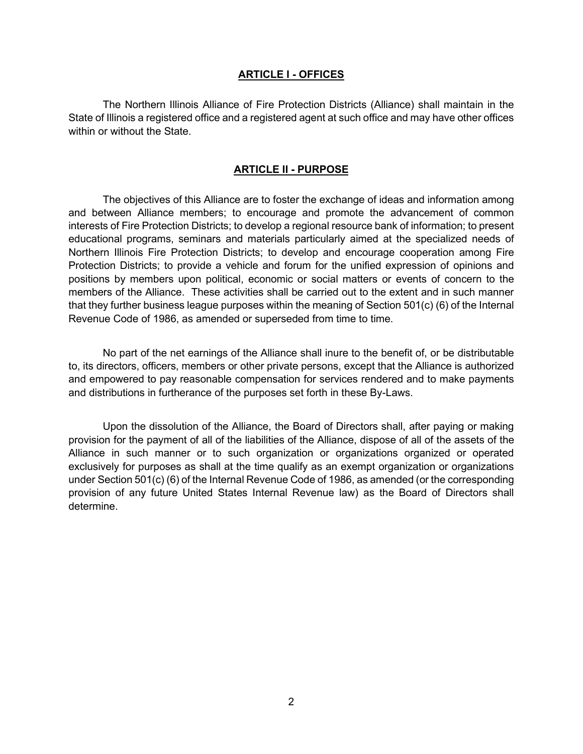## ARTICLE I - OFFICES

The Northern Illinois Alliance of Fire Protection Districts (Alliance) shall maintain in the State of Illinois a registered office and a registered agent at such office and may have other offices within or without the State.

## ARTICLE II - PURPOSE

The objectives of this Alliance are to foster the exchange of ideas and information among and between Alliance members; to encourage and promote the advancement of common interests of Fire Protection Districts; to develop a regional resource bank of information; to present educational programs, seminars and materials particularly aimed at the specialized needs of Northern Illinois Fire Protection Districts; to develop and encourage cooperation among Fire Protection Districts; to provide a vehicle and forum for the unified expression of opinions and positions by members upon political, economic or social matters or events of concern to the members of the Alliance. These activities shall be carried out to the extent and in such manner that they further business league purposes within the meaning of Section 501(c) (6) of the Internal Revenue Code of 1986, as amended or superseded from time to time.

No part of the net earnings of the Alliance shall inure to the benefit of, or be distributable to, its directors, officers, members or other private persons, except that the Alliance is authorized and empowered to pay reasonable compensation for services rendered and to make payments and distributions in furtherance of the purposes set forth in these By-Laws.

Upon the dissolution of the Alliance, the Board of Directors shall, after paying or making provision for the payment of all of the liabilities of the Alliance, dispose of all of the assets of the Alliance in such manner or to such organization or organizations organized or operated exclusively for purposes as shall at the time qualify as an exempt organization or organizations under Section 501(c) (6) of the Internal Revenue Code of 1986, as amended (or the corresponding provision of any future United States Internal Revenue law) as the Board of Directors shall determine.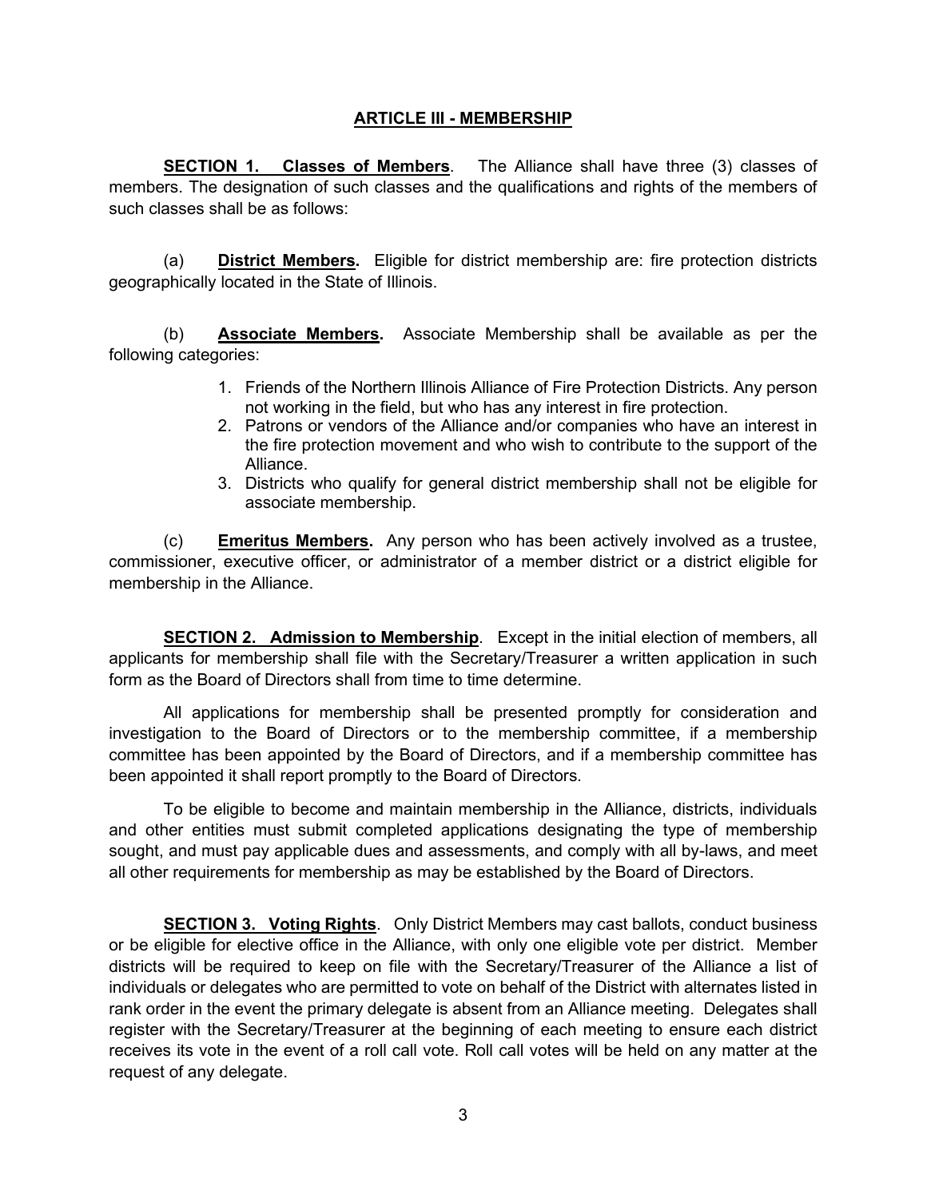## ARTICLE III - MEMBERSHIP

**SECTION 1. Classes of Members**. The Alliance shall have three (3) classes of members. The designation of such classes and the qualifications and rights of the members of such classes shall be as follows:

(a) **District Members.** Eligible for district membership are: fire protection districts geographically located in the State of Illinois.

(b) **Associate Members.** Associate Membership shall be available as per the following categories:

1. Friends of the Northern Illinois Alliance of Fire Protection Districts. Any person not working in the field, but who has any interest in fire protection.
2. Patrons or vendors of the Alliance and/or companies who have an interest in the fire protection movement and who wish to contribute to the support of the Alliance.
3. Districts who qualify for general district membership shall not be eligible for associate membership.

(c) **Emeritus Members.** Any person who has been actively involved as a trustee, commissioner, executive officer, or administrator of a member district or a district eligible for membership in the Alliance.

**SECTION 2. Admission to Membership**. Except in the initial election of members, all applicants for membership shall file with the Secretary/Treasurer a written application in such form as the Board of Directors shall from time to time determine.

All applications for membership shall be presented promptly for consideration and investigation to the Board of Directors or to the membership committee, if a membership committee has been appointed by the Board of Directors, and if a membership committee has been appointed it shall report promptly to the Board of Directors.

To be eligible to become and maintain membership in the Alliance, districts, individuals and other entities must submit completed applications designating the type of membership sought, and must pay applicable dues and assessments, and comply with all by-laws, and meet all other requirements for membership as may be established by the Board of Directors.

**SECTION 3. Voting Rights**. Only District Members may cast ballots, conduct business or be eligible for elective office in the Alliance, with only one eligible vote per district. Member districts will be required to keep on file with the Secretary/Treasurer of the Alliance a list of individuals or delegates who are permitted to vote on behalf of the District with alternates listed in rank order in the event the primary delegate is absent from an Alliance meeting. Delegates shall register with the Secretary/Treasurer at the beginning of each meeting to ensure each district receives its vote in the event of a roll call vote. Roll call votes will be held on any matter at the request of any delegate.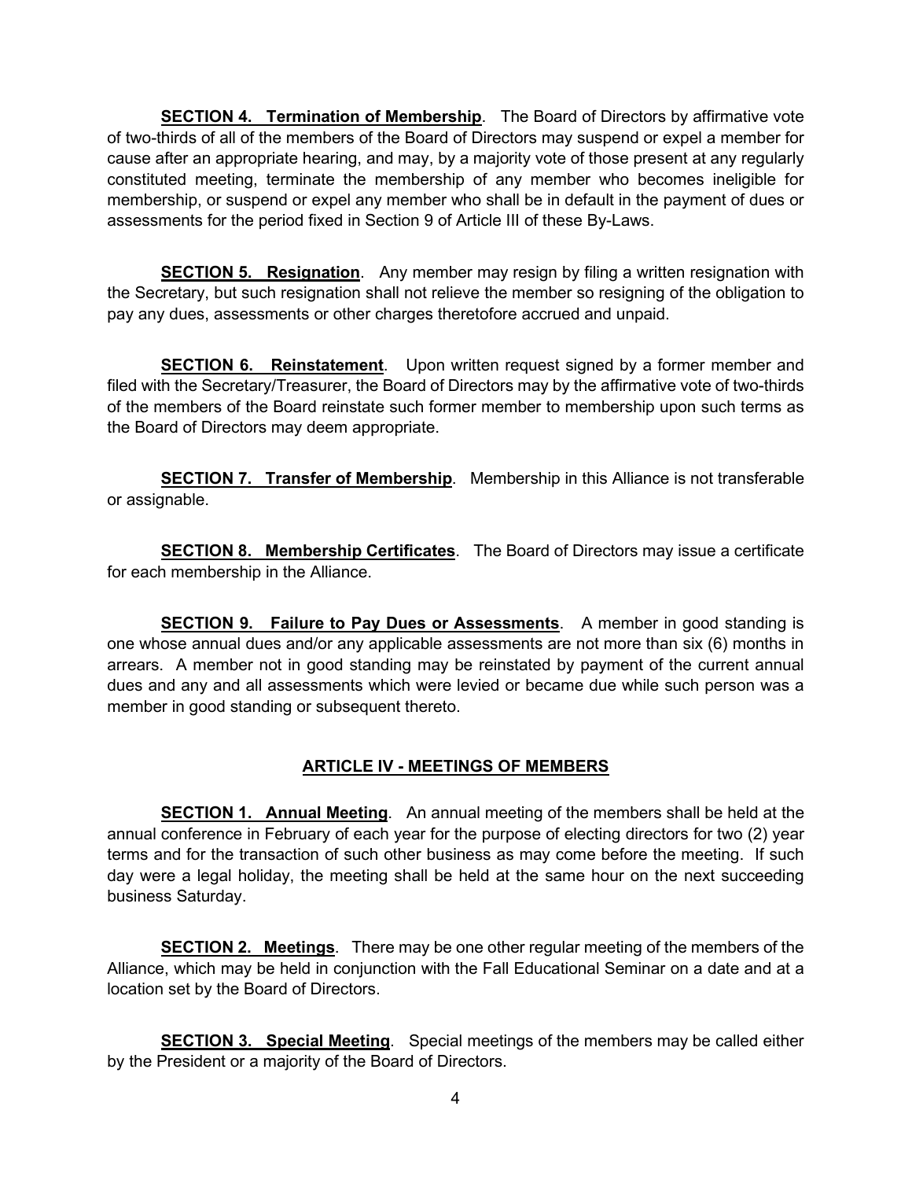**SECTION 4. Termination of Membership**. The Board of Directors by affirmative vote of two-thirds of all of the members of the Board of Directors may suspend or expel a member for cause after an appropriate hearing, and may, by a majority vote of those present at any regularly constituted meeting, terminate the membership of any member who becomes ineligible for membership, or suspend or expel any member who shall be in default in the payment of dues or assessments for the period fixed in Section 9 of Article III of these By-Laws.

**SECTION 5. Resignation**. Any member may resign by filing a written resignation with the Secretary, but such resignation shall not relieve the member so resigning of the obligation to pay any dues, assessments or other charges theretofore accrued and unpaid.

**SECTION 6. Reinstatement**. Upon written request signed by a former member and filed with the Secretary/Treasurer, the Board of Directors may by the affirmative vote of two-thirds of the members of the Board reinstate such former member to membership upon such terms as the Board of Directors may deem appropriate.

**SECTION 7. Transfer of Membership**. Membership in this Alliance is not transferable or assignable.

**SECTION 8. Membership Certificates**. The Board of Directors may issue a certificate for each membership in the Alliance.

**SECTION 9. Failure to Pay Dues or Assessments**. A member in good standing is one whose annual dues and/or any applicable assessments are not more than six (6) months in arrears. A member not in good standing may be reinstated by payment of the current annual dues and any and all assessments which were levied or became due while such person was a member in good standing or subsequent thereto.

## ARTICLE IV - MEETINGS OF MEMBERS

**SECTION 1. Annual Meeting**. An annual meeting of the members shall be held at the annual conference in February of each year for the purpose of electing directors for two (2) year terms and for the transaction of such other business as may come before the meeting. If such day were a legal holiday, the meeting shall be held at the same hour on the next succeeding business Saturday.

**SECTION 2. Meetings**. There may be one other regular meeting of the members of the Alliance, which may be held in conjunction with the Fall Educational Seminar on a date and at a location set by the Board of Directors.

**SECTION 3. Special Meeting**. Special meetings of the members may be called either by the President or a majority of the Board of Directors.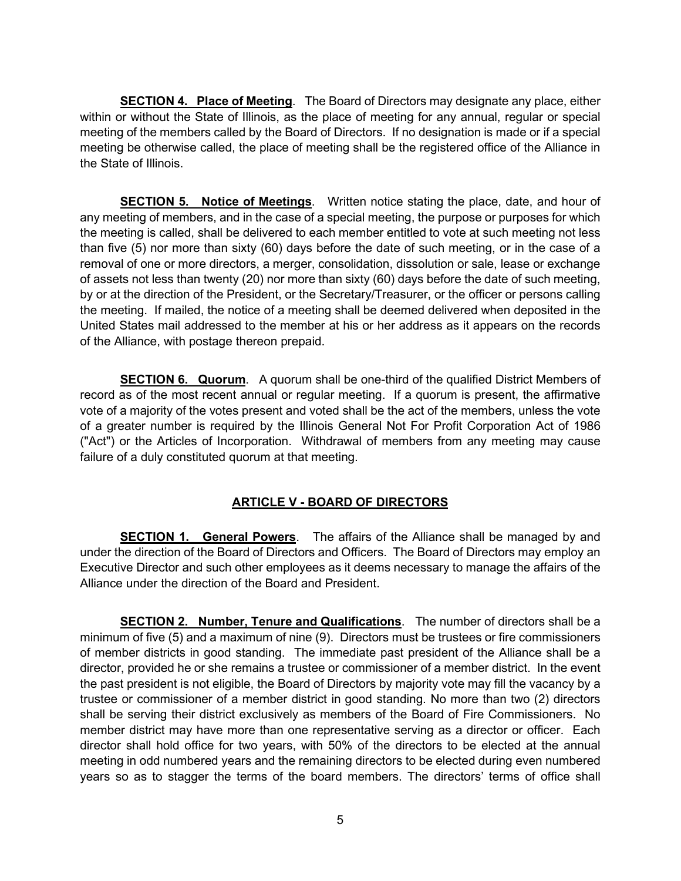**SECTION 4. Place of Meeting**. The Board of Directors may designate any place, either within or without the State of Illinois, as the place of meeting for any annual, regular or special meeting of the members called by the Board of Directors. If no designation is made or if a special meeting be otherwise called, the place of meeting shall be the registered office of the Alliance in the State of Illinois.

**SECTION 5. Notice of Meetings**. Written notice stating the place, date, and hour of any meeting of members, and in the case of a special meeting, the purpose or purposes for which the meeting is called, shall be delivered to each member entitled to vote at such meeting not less than five (5) nor more than sixty (60) days before the date of such meeting, or in the case of a removal of one or more directors, a merger, consolidation, dissolution or sale, lease or exchange of assets not less than twenty (20) nor more than sixty (60) days before the date of such meeting, by or at the direction of the President, or the Secretary/Treasurer, or the officer or persons calling the meeting. If mailed, the notice of a meeting shall be deemed delivered when deposited in the United States mail addressed to the member at his or her address as it appears on the records of the Alliance, with postage thereon prepaid.

**SECTION 6. Quorum**. A quorum shall be one-third of the qualified District Members of record as of the most recent annual or regular meeting. If a quorum is present, the affirmative vote of a majority of the votes present and voted shall be the act of the members, unless the vote of a greater number is required by the Illinois General Not For Profit Corporation Act of 1986 ("Act") or the Articles of Incorporation. Withdrawal of members from any meeting may cause failure of a duly constituted quorum at that meeting.

## ARTICLE V - BOARD OF DIRECTORS

**SECTION 1. General Powers**. The affairs of the Alliance shall be managed by and under the direction of the Board of Directors and Officers. The Board of Directors may employ an Executive Director and such other employees as it deems necessary to manage the affairs of the Alliance under the direction of the Board and President.

**SECTION 2. Number, Tenure and Qualifications**. The number of directors shall be a minimum of five (5) and a maximum of nine (9). Directors must be trustees or fire commissioners of member districts in good standing. The immediate past president of the Alliance shall be a director, provided he or she remains a trustee or commissioner of a member district. In the event the past president is not eligible, the Board of Directors by majority vote may fill the vacancy by a trustee or commissioner of a member district in good standing. No more than two (2) directors shall be serving their district exclusively as members of the Board of Fire Commissioners. No member district may have more than one representative serving as a director or officer. Each director shall hold office for two years, with 50% of the directors to be elected at the annual meeting in odd numbered years and the remaining directors to be elected during even numbered years so as to stagger the terms of the board members. The directors' terms of office shall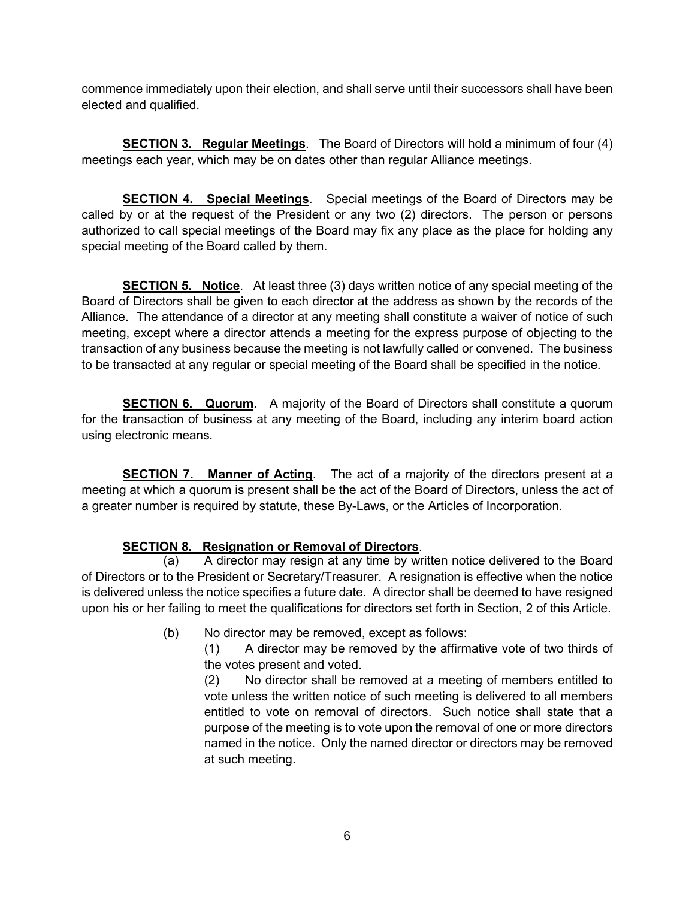commence immediately upon their election, and shall serve until their successors shall have been elected and qualified.

**SECTION 3. Regular Meetings**. The Board of Directors will hold a minimum of four (4) meetings each year, which may be on dates other than regular Alliance meetings.

**SECTION 4. Special Meetings**. Special meetings of the Board of Directors may be called by or at the request of the President or any two (2) directors. The person or persons authorized to call special meetings of the Board may fix any place as the place for holding any special meeting of the Board called by them.

**SECTION 5. Notice**. At least three (3) days written notice of any special meeting of the Board of Directors shall be given to each director at the address as shown by the records of the Alliance. The attendance of a director at any meeting shall constitute a waiver of notice of such meeting, except where a director attends a meeting for the express purpose of objecting to the transaction of any business because the meeting is not lawfully called or convened. The business to be transacted at any regular or special meeting of the Board shall be specified in the notice.

**SECTION 6. Quorum**. A majority of the Board of Directors shall constitute a quorum for the transaction of business at any meeting of the Board, including any interim board action using electronic means.

**SECTION 7. Manner of Acting**. The act of a majority of the directors present at a meeting at which a quorum is present shall be the act of the Board of Directors, unless the act of a greater number is required by statute, these By-Laws, or the Articles of Incorporation.

**SECTION 8. Resignation or Removal of Directors**.

(a) A director may resign at any time by written notice delivered to the Board of Directors or to the President or Secretary/Treasurer. A resignation is effective when the notice is delivered unless the notice specifies a future date. A director shall be deemed to have resigned upon his or her failing to meet the qualifications for directors set forth in Section, 2 of this Article.

(b) No director may be removed, except as follows:

(1) A director may be removed by the affirmative vote of two thirds of the votes present and voted.

(2) No director shall be removed at a meeting of members entitled to vote unless the written notice of such meeting is delivered to all members entitled to vote on removal of directors. Such notice shall state that a purpose of the meeting is to vote upon the removal of one or more directors named in the notice. Only the named director or directors may be removed at such meeting.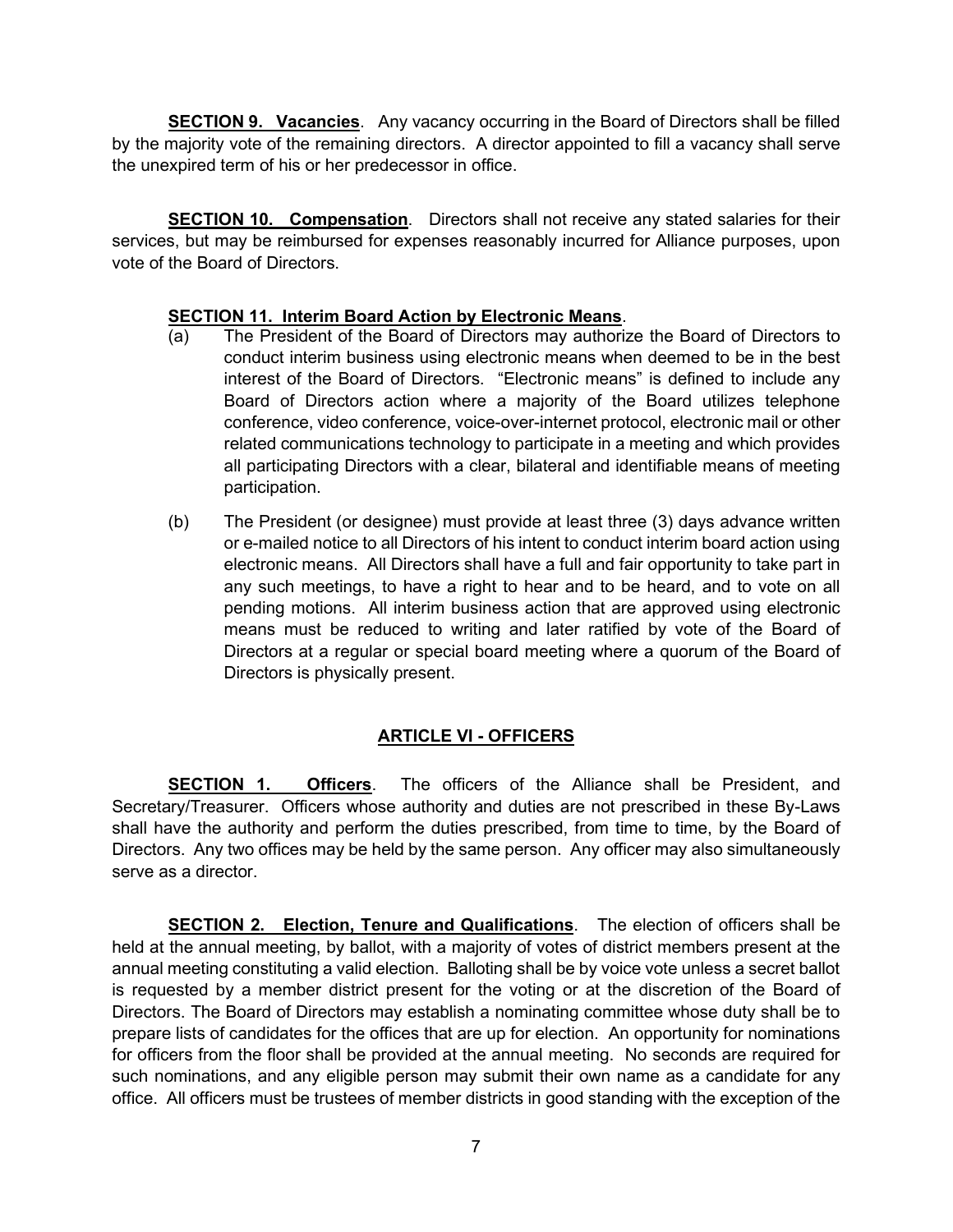**SECTION 9. Vacancies**. Any vacancy occurring in the Board of Directors shall be filled by the majority vote of the remaining directors. A director appointed to fill a vacancy shall serve the unexpired term of his or her predecessor in office.

**SECTION 10. Compensation**. Directors shall not receive any stated salaries for their services, but may be reimbursed for expenses reasonably incurred for Alliance purposes, upon vote of the Board of Directors.

**SECTION 11. Interim Board Action by Electronic Means**.

(a) The President of the Board of Directors may authorize the Board of Directors to conduct interim business using electronic means when deemed to be in the best interest of the Board of Directors. "Electronic means" is defined to include any Board of Directors action where a majority of the Board utilizes telephone conference, video conference, voice-over-internet protocol, electronic mail or other related communications technology to participate in a meeting and which provides all participating Directors with a clear, bilateral and identifiable means of meeting participation.

(b) The President (or designee) must provide at least three (3) days advance written or e-mailed notice to all Directors of his intent to conduct interim board action using electronic means. All Directors shall have a full and fair opportunity to take part in any such meetings, to have a right to hear and to be heard, and to vote on all pending motions. All interim business action that are approved using electronic means must be reduced to writing and later ratified by vote of the Board of Directors at a regular or special board meeting where a quorum of the Board of Directors is physically present.

## ARTICLE VI - OFFICERS

**SECTION 1. Officers**. The officers of the Alliance shall be President, and Secretary/Treasurer. Officers whose authority and duties are not prescribed in these By-Laws shall have the authority and perform the duties prescribed, from time to time, by the Board of Directors. Any two offices may be held by the same person. Any officer may also simultaneously serve as a director.

**SECTION 2. Election, Tenure and Qualifications**. The election of officers shall be held at the annual meeting, by ballot, with a majority of votes of district members present at the annual meeting constituting a valid election. Balloting shall be by voice vote unless a secret ballot is requested by a member district present for the voting or at the discretion of the Board of Directors. The Board of Directors may establish a nominating committee whose duty shall be to prepare lists of candidates for the offices that are up for election. An opportunity for nominations for officers from the floor shall be provided at the annual meeting. No seconds are required for such nominations, and any eligible person may submit their own name as a candidate for any office. All officers must be trustees of member districts in good standing with the exception of the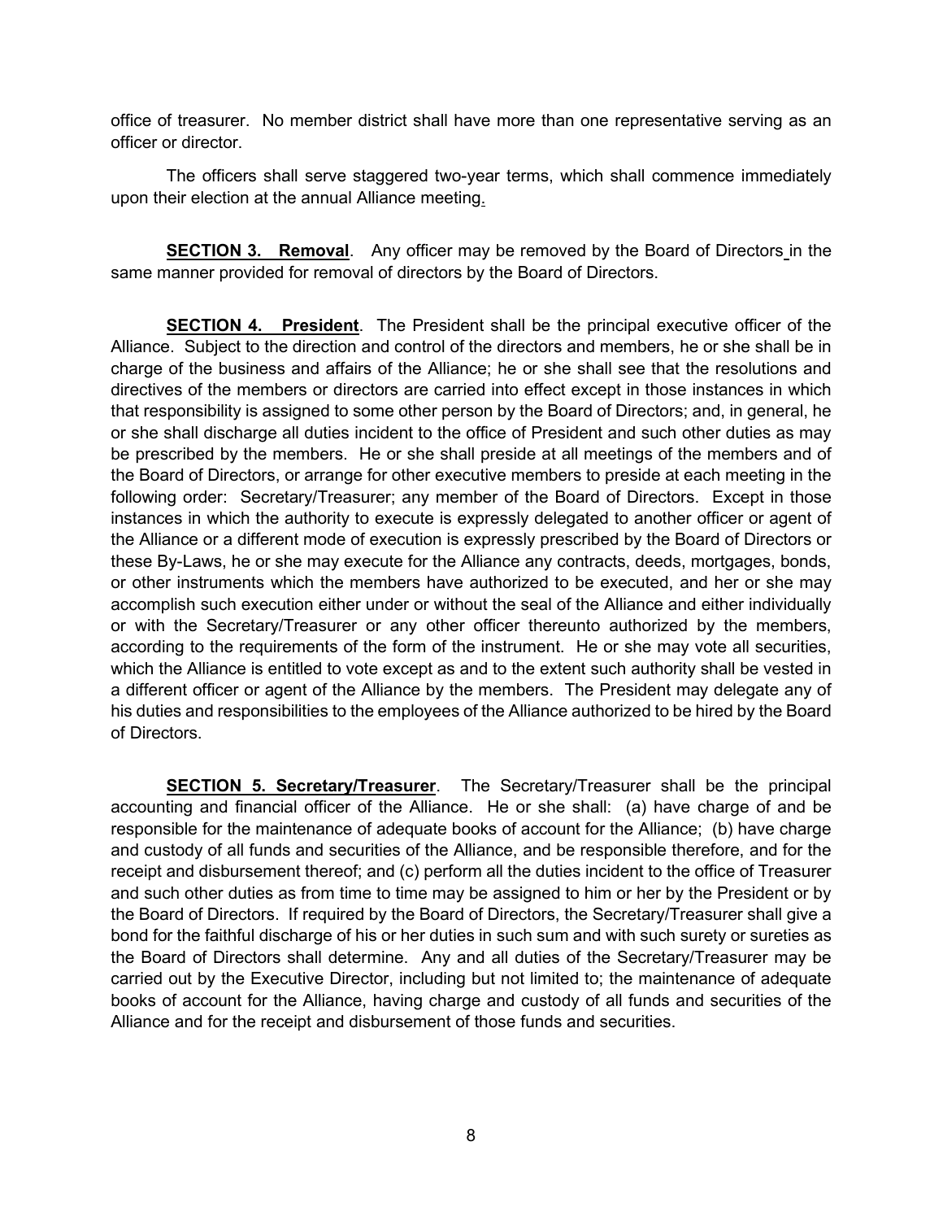office of treasurer. No member district shall have more than one representative serving as an officer or director.

The officers shall serve staggered two-year terms, which shall commence immediately upon their election at the annual Alliance meeting.

**SECTION 3. Removal**. Any officer may be removed by the Board of Directors in the same manner provided for removal of directors by the Board of Directors.

**SECTION 4. President**. The President shall be the principal executive officer of the Alliance. Subject to the direction and control of the directors and members, he or she shall be in charge of the business and affairs of the Alliance; he or she shall see that the resolutions and directives of the members or directors are carried into effect except in those instances in which that responsibility is assigned to some other person by the Board of Directors; and, in general, he or she shall discharge all duties incident to the office of President and such other duties as may be prescribed by the members. He or she shall preside at all meetings of the members and of the Board of Directors, or arrange for other executive members to preside at each meeting in the following order: Secretary/Treasurer; any member of the Board of Directors. Except in those instances in which the authority to execute is expressly delegated to another officer or agent of the Alliance or a different mode of execution is expressly prescribed by the Board of Directors or these By-Laws, he or she may execute for the Alliance any contracts, deeds, mortgages, bonds, or other instruments which the members have authorized to be executed, and her or she may accomplish such execution either under or without the seal of the Alliance and either individually or with the Secretary/Treasurer or any other officer thereunto authorized by the members, according to the requirements of the form of the instrument. He or she may vote all securities, which the Alliance is entitled to vote except as and to the extent such authority shall be vested in a different officer or agent of the Alliance by the members. The President may delegate any of his duties and responsibilities to the employees of the Alliance authorized to be hired by the Board of Directors.

**SECTION 5. Secretary/Treasurer**. The Secretary/Treasurer shall be the principal accounting and financial officer of the Alliance. He or she shall: (a) have charge of and be responsible for the maintenance of adequate books of account for the Alliance; (b) have charge and custody of all funds and securities of the Alliance, and be responsible therefore, and for the receipt and disbursement thereof; and (c) perform all the duties incident to the office of Treasurer and such other duties as from time to time may be assigned to him or her by the President or by the Board of Directors. If required by the Board of Directors, the Secretary/Treasurer shall give a bond for the faithful discharge of his or her duties in such sum and with such surety or sureties as the Board of Directors shall determine. Any and all duties of the Secretary/Treasurer may be carried out by the Executive Director, including but not limited to; the maintenance of adequate books of account for the Alliance, having charge and custody of all funds and securities of the Alliance and for the receipt and disbursement of those funds and securities.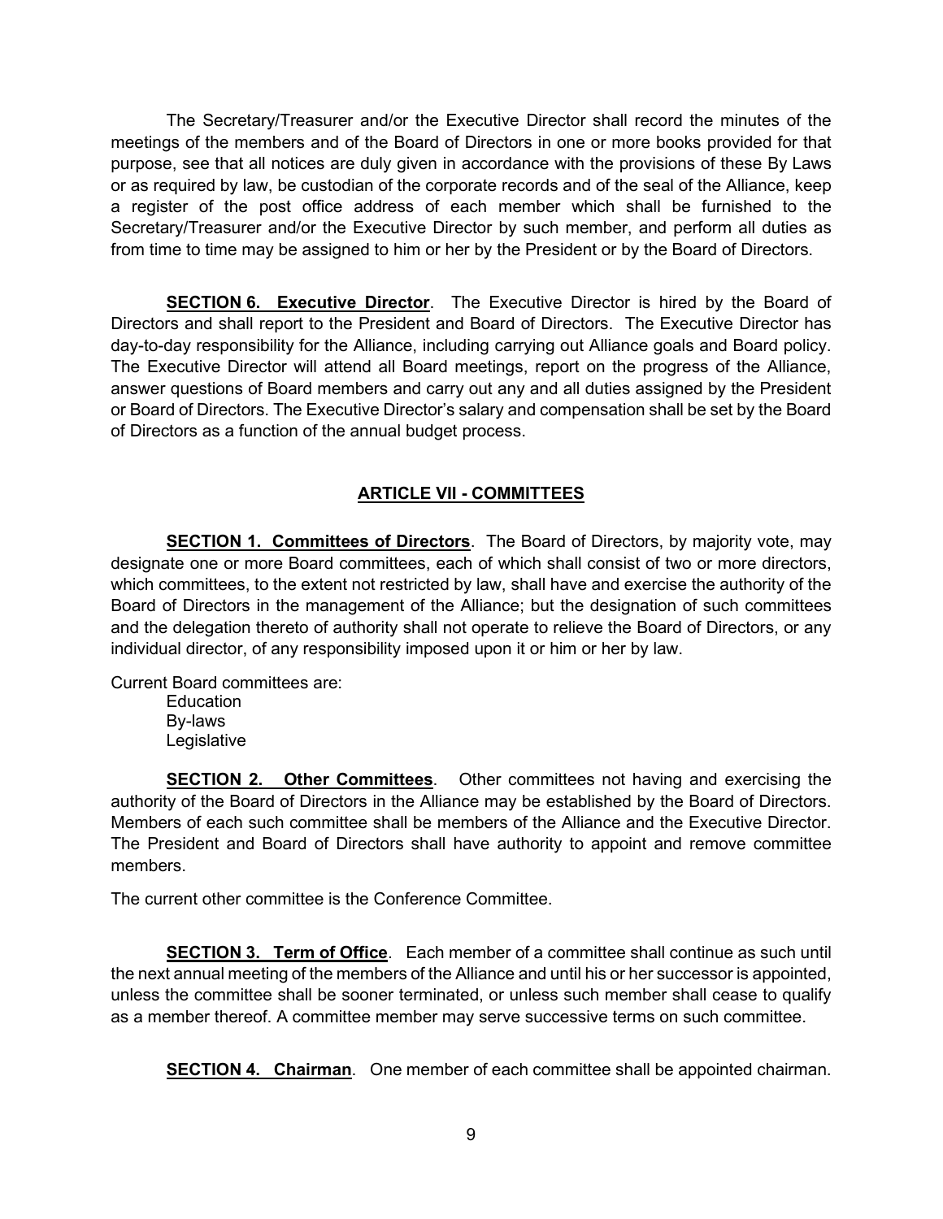The Secretary/Treasurer and/or the Executive Director shall record the minutes of the meetings of the members and of the Board of Directors in one or more books provided for that purpose, see that all notices are duly given in accordance with the provisions of these By Laws or as required by law, be custodian of the corporate records and of the seal of the Alliance, keep a register of the post office address of each member which shall be furnished to the Secretary/Treasurer and/or the Executive Director by such member, and perform all duties as from time to time may be assigned to him or her by the President or by the Board of Directors.

**SECTION 6. Executive Director**. The Executive Director is hired by the Board of Directors and shall report to the President and Board of Directors. The Executive Director has day-to-day responsibility for the Alliance, including carrying out Alliance goals and Board policy. The Executive Director will attend all Board meetings, report on the progress of the Alliance, answer questions of Board members and carry out any and all duties assigned by the President or Board of Directors. The Executive Director's salary and compensation shall be set by the Board of Directors as a function of the annual budget process.

## ARTICLE VII - COMMITTEES

**SECTION 1. Committees of Directors**. The Board of Directors, by majority vote, may designate one or more Board committees, each of which shall consist of two or more directors, which committees, to the extent not restricted by law, shall have and exercise the authority of the Board of Directors in the management of the Alliance; but the designation of such committees and the delegation thereto of authority shall not operate to relieve the Board of Directors, or any individual director, of any responsibility imposed upon it or him or her by law.

Current Board committees are:

- Education
- By-laws
- Legislative

**SECTION 2. Other Committees**. Other committees not having and exercising the authority of the Board of Directors in the Alliance may be established by the Board of Directors. Members of each such committee shall be members of the Alliance and the Executive Director. The President and Board of Directors shall have authority to appoint and remove committee members.

The current other committee is the Conference Committee.

**SECTION 3. Term of Office**. Each member of a committee shall continue as such until the next annual meeting of the members of the Alliance and until his or her successor is appointed, unless the committee shall be sooner terminated, or unless such member shall cease to qualify as a member thereof. A committee member may serve successive terms on such committee.

**SECTION 4. Chairman**. One member of each committee shall be appointed chairman.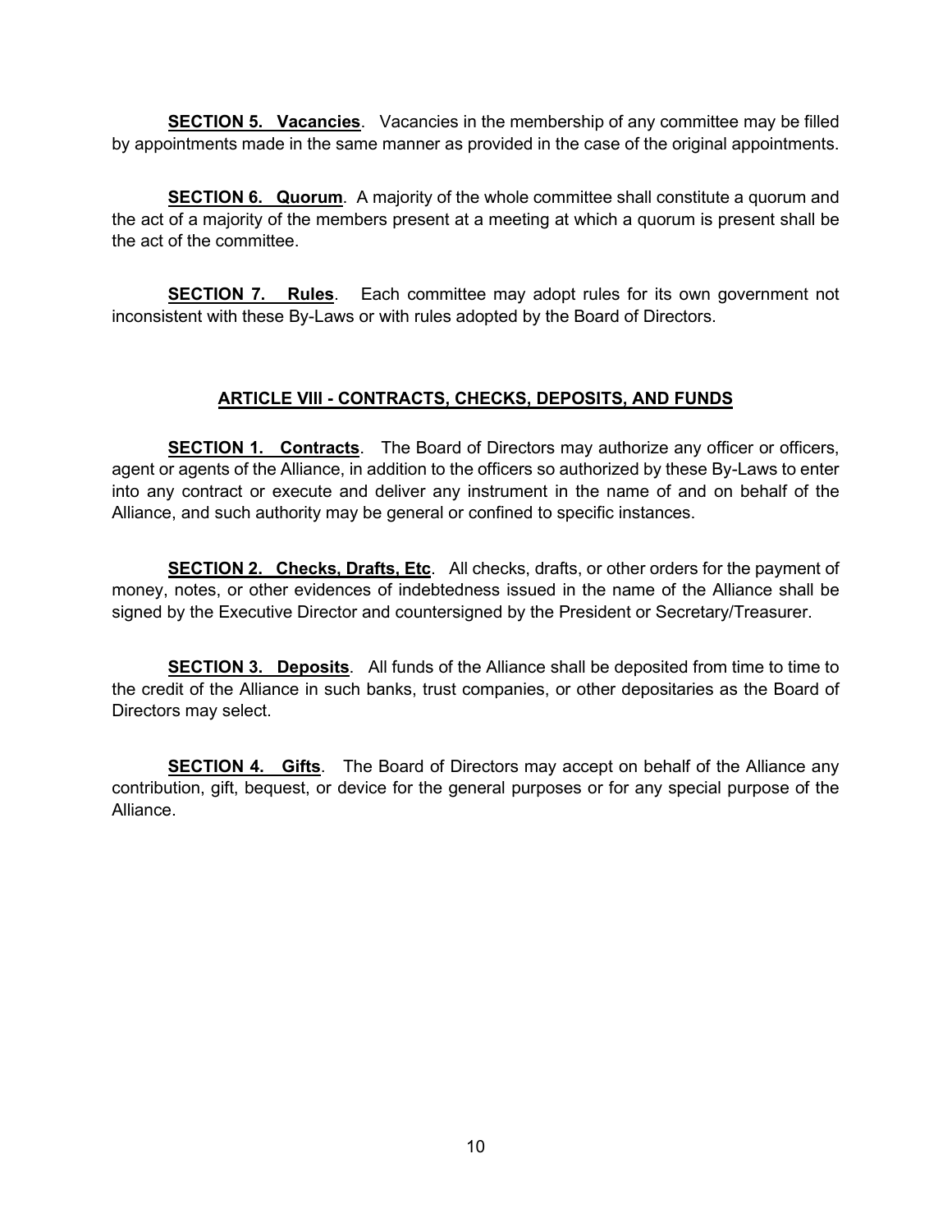**SECTION 5. Vacancies**. Vacancies in the membership of any committee may be filled by appointments made in the same manner as provided in the case of the original appointments.

**SECTION 6. Quorum**. A majority of the whole committee shall constitute a quorum and the act of a majority of the members present at a meeting at which a quorum is present shall be the act of the committee.

**SECTION 7. Rules**. Each committee may adopt rules for its own government not inconsistent with these By-Laws or with rules adopted by the Board of Directors.

## ARTICLE VIII - CONTRACTS, CHECKS, DEPOSITS, AND FUNDS

**SECTION 1. Contracts**. The Board of Directors may authorize any officer or officers, agent or agents of the Alliance, in addition to the officers so authorized by these By-Laws to enter into any contract or execute and deliver any instrument in the name of and on behalf of the Alliance, and such authority may be general or confined to specific instances.

**SECTION 2. Checks, Drafts, Etc**. All checks, drafts, or other orders for the payment of money, notes, or other evidences of indebtedness issued in the name of the Alliance shall be signed by the Executive Director and countersigned by the President or Secretary/Treasurer.

**SECTION 3. Deposits**. All funds of the Alliance shall be deposited from time to time to the credit of the Alliance in such banks, trust companies, or other depositaries as the Board of Directors may select.

**SECTION 4. Gifts**. The Board of Directors may accept on behalf of the Alliance any contribution, gift, bequest, or device for the general purposes or for any special purpose of the Alliance.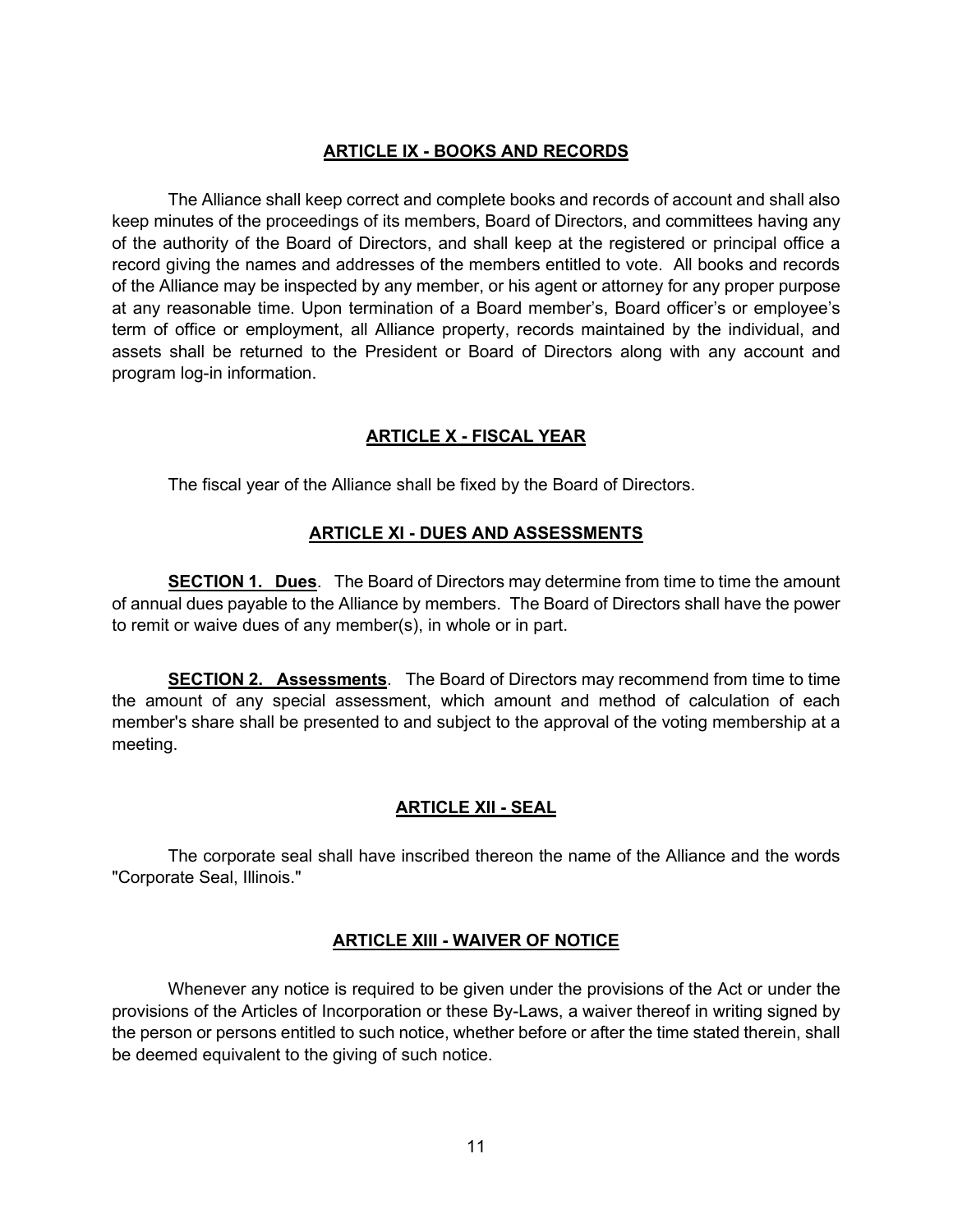## ARTICLE IX - BOOKS AND RECORDS

The Alliance shall keep correct and complete books and records of account and shall also keep minutes of the proceedings of its members, Board of Directors, and committees having any of the authority of the Board of Directors, and shall keep at the registered or principal office a record giving the names and addresses of the members entitled to vote. All books and records of the Alliance may be inspected by any member, or his agent or attorney for any proper purpose at any reasonable time. Upon termination of a Board member's, Board officer's or employee's term of office or employment, all Alliance property, records maintained by the individual, and assets shall be returned to the President or Board of Directors along with any account and program log-in information.

## ARTICLE X - FISCAL YEAR

The fiscal year of the Alliance shall be fixed by the Board of Directors.

## ARTICLE XI - DUES AND ASSESSMENTS

**SECTION 1. Dues**. The Board of Directors may determine from time to time the amount of annual dues payable to the Alliance by members. The Board of Directors shall have the power to remit or waive dues of any member(s), in whole or in part.

**SECTION 2. Assessments**. The Board of Directors may recommend from time to time the amount of any special assessment, which amount and method of calculation of each member's share shall be presented to and subject to the approval of the voting membership at a meeting.

## ARTICLE XII - SEAL

The corporate seal shall have inscribed thereon the name of the Alliance and the words "Corporate Seal, Illinois."

## ARTICLE XIII - WAIVER OF NOTICE

Whenever any notice is required to be given under the provisions of the Act or under the provisions of the Articles of Incorporation or these By-Laws, a waiver thereof in writing signed by the person or persons entitled to such notice, whether before or after the time stated therein, shall be deemed equivalent to the giving of such notice.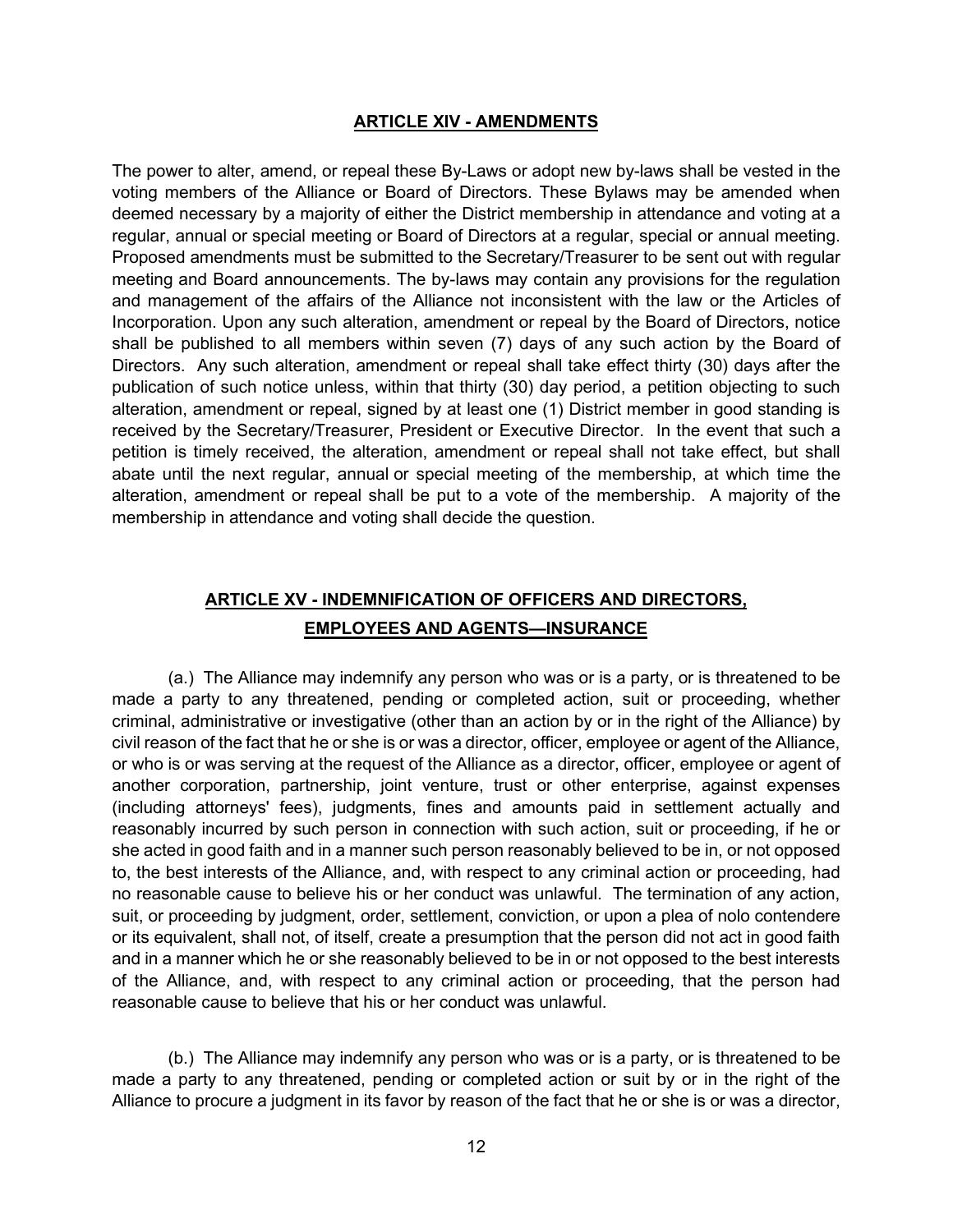## ARTICLE XIV - AMENDMENTS

The power to alter, amend, or repeal these By-Laws or adopt new by-laws shall be vested in the voting members of the Alliance or Board of Directors. These Bylaws may be amended when deemed necessary by a majority of either the District membership in attendance and voting at a regular, annual or special meeting or Board of Directors at a regular, special or annual meeting. Proposed amendments must be submitted to the Secretary/Treasurer to be sent out with regular meeting and Board announcements. The by-laws may contain any provisions for the regulation and management of the affairs of the Alliance not inconsistent with the law or the Articles of Incorporation. Upon any such alteration, amendment or repeal by the Board of Directors, notice shall be published to all members within seven (7) days of any such action by the Board of Directors. Any such alteration, amendment or repeal shall take effect thirty (30) days after the publication of such notice unless, within that thirty (30) day period, a petition objecting to such alteration, amendment or repeal, signed by at least one (1) District member in good standing is received by the Secretary/Treasurer, President or Executive Director. In the event that such a petition is timely received, the alteration, amendment or repeal shall not take effect, but shall abate until the next regular, annual or special meeting of the membership, at which time the alteration, amendment or repeal shall be put to a vote of the membership. A majority of the membership in attendance and voting shall decide the question.

## ARTICLE XV - INDEMNIFICATION OF OFFICERS AND DIRECTORS, EMPLOYEES AND AGENTS—INSURANCE

(a.) The Alliance may indemnify any person who was or is a party, or is threatened to be made a party to any threatened, pending or completed action, suit or proceeding, whether criminal, administrative or investigative (other than an action by or in the right of the Alliance) by civil reason of the fact that he or she is or was a director, officer, employee or agent of the Alliance, or who is or was serving at the request of the Alliance as a director, officer, employee or agent of another corporation, partnership, joint venture, trust or other enterprise, against expenses (including attorneys' fees), judgments, fines and amounts paid in settlement actually and reasonably incurred by such person in connection with such action, suit or proceeding, if he or she acted in good faith and in a manner such person reasonably believed to be in, or not opposed to, the best interests of the Alliance, and, with respect to any criminal action or proceeding, had no reasonable cause to believe his or her conduct was unlawful. The termination of any action, suit, or proceeding by judgment, order, settlement, conviction, or upon a plea of nolo contendere or its equivalent, shall not, of itself, create a presumption that the person did not act in good faith and in a manner which he or she reasonably believed to be in or not opposed to the best interests of the Alliance, and, with respect to any criminal action or proceeding, that the person had reasonable cause to believe that his or her conduct was unlawful.

(b.) The Alliance may indemnify any person who was or is a party, or is threatened to be made a party to any threatened, pending or completed action or suit by or in the right of the Alliance to procure a judgment in its favor by reason of the fact that he or she is or was a director,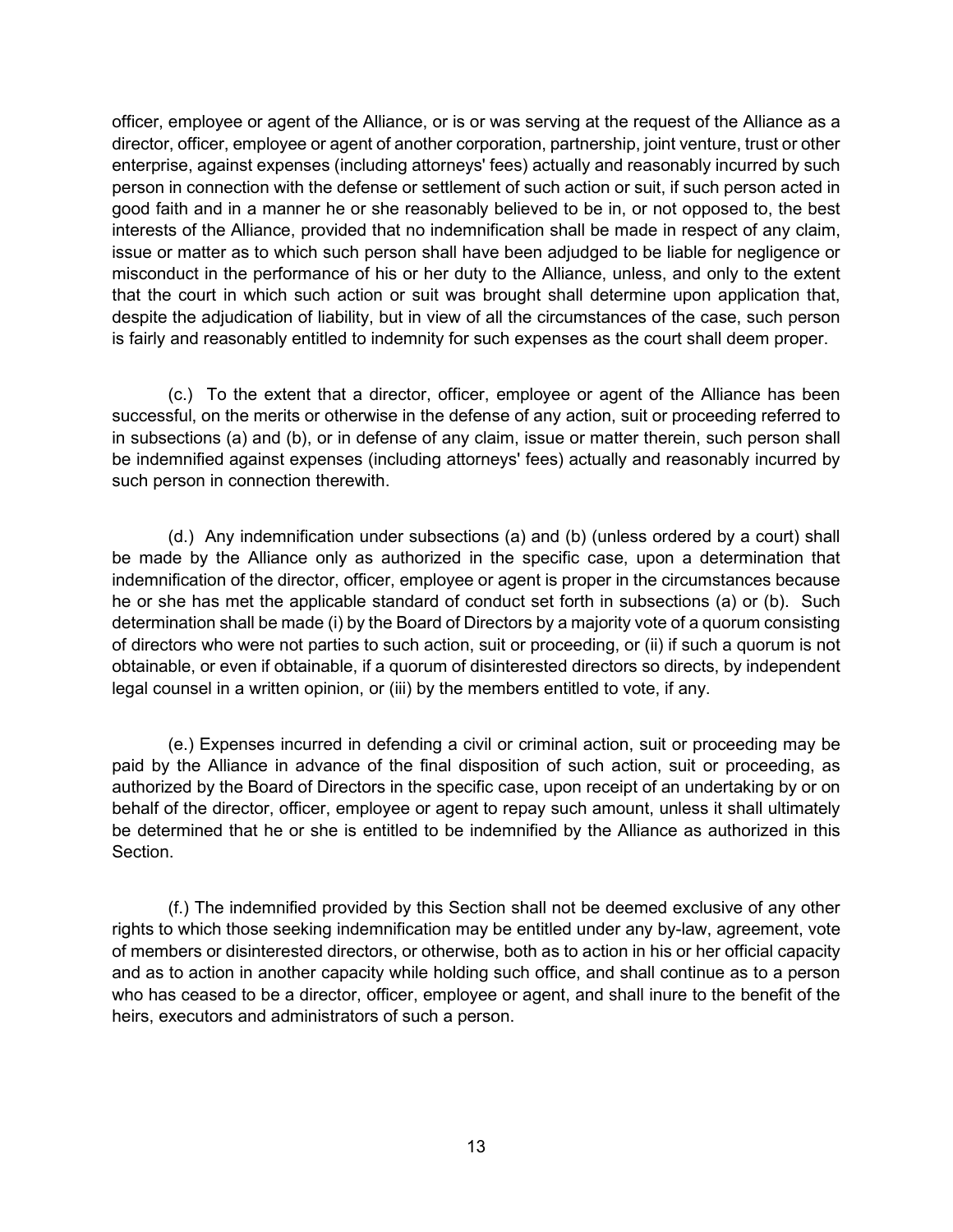officer, employee or agent of the Alliance, or is or was serving at the request of the Alliance as a director, officer, employee or agent of another corporation, partnership, joint venture, trust or other enterprise, against expenses (including attorneys' fees) actually and reasonably incurred by such person in connection with the defense or settlement of such action or suit, if such person acted in good faith and in a manner he or she reasonably believed to be in, or not opposed to, the best interests of the Alliance, provided that no indemnification shall be made in respect of any claim, issue or matter as to which such person shall have been adjudged to be liable for negligence or misconduct in the performance of his or her duty to the Alliance, unless, and only to the extent that the court in which such action or suit was brought shall determine upon application that, despite the adjudication of liability, but in view of all the circumstances of the case, such person is fairly and reasonably entitled to indemnity for such expenses as the court shall deem proper.

(c.) To the extent that a director, officer, employee or agent of the Alliance has been successful, on the merits or otherwise in the defense of any action, suit or proceeding referred to in subsections (a) and (b), or in defense of any claim, issue or matter therein, such person shall be indemnified against expenses (including attorneys' fees) actually and reasonably incurred by such person in connection therewith.

(d.) Any indemnification under subsections (a) and (b) (unless ordered by a court) shall be made by the Alliance only as authorized in the specific case, upon a determination that indemnification of the director, officer, employee or agent is proper in the circumstances because he or she has met the applicable standard of conduct set forth in subsections (a) or (b). Such determination shall be made (i) by the Board of Directors by a majority vote of a quorum consisting of directors who were not parties to such action, suit or proceeding, or (ii) if such a quorum is not obtainable, or even if obtainable, if a quorum of disinterested directors so directs, by independent legal counsel in a written opinion, or (iii) by the members entitled to vote, if any.

(e.) Expenses incurred in defending a civil or criminal action, suit or proceeding may be paid by the Alliance in advance of the final disposition of such action, suit or proceeding, as authorized by the Board of Directors in the specific case, upon receipt of an undertaking by or on behalf of the director, officer, employee or agent to repay such amount, unless it shall ultimately be determined that he or she is entitled to be indemnified by the Alliance as authorized in this Section.

(f.) The indemnified provided by this Section shall not be deemed exclusive of any other rights to which those seeking indemnification may be entitled under any by-law, agreement, vote of members or disinterested directors, or otherwise, both as to action in his or her official capacity and as to action in another capacity while holding such office, and shall continue as to a person who has ceased to be a director, officer, employee or agent, and shall inure to the benefit of the heirs, executors and administrators of such a person.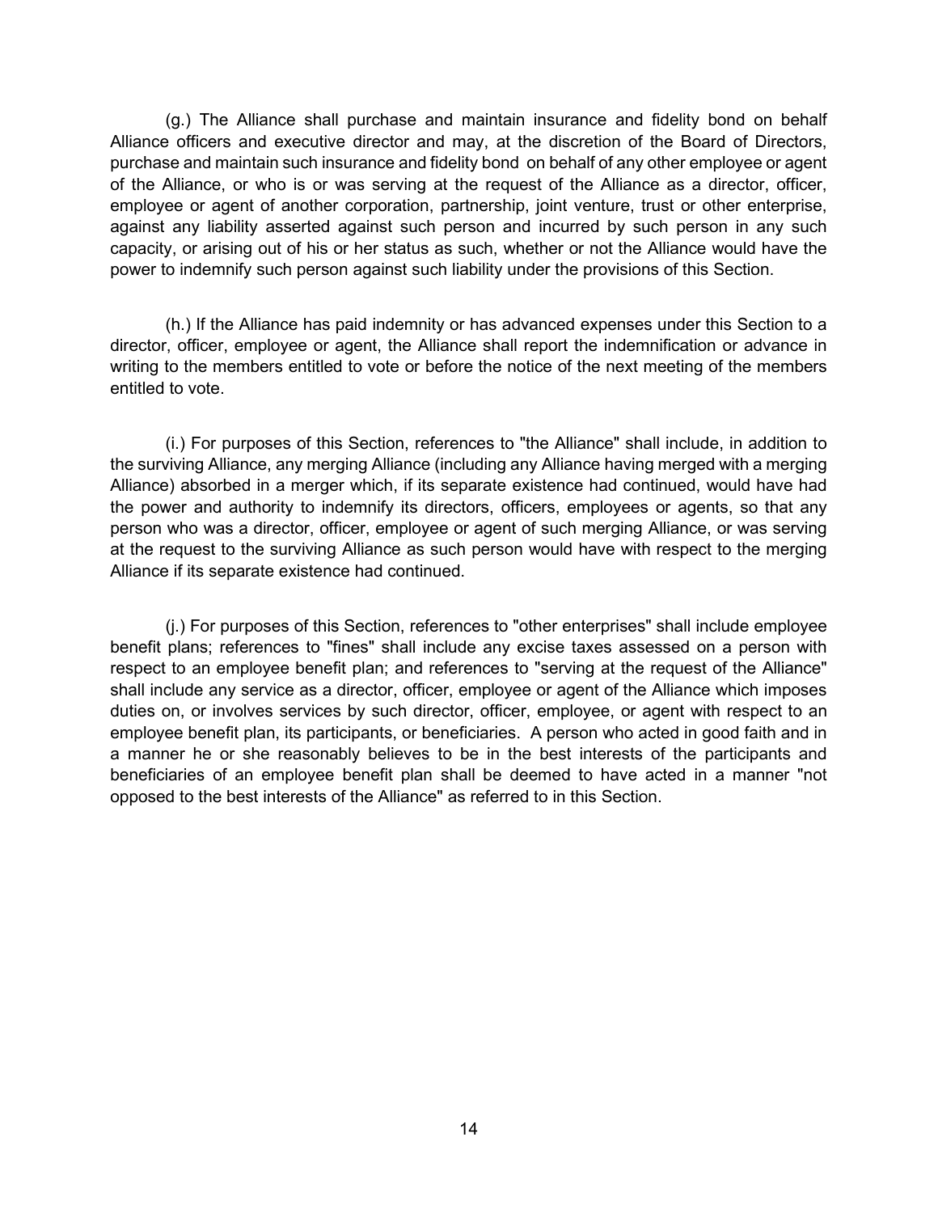(g.) The Alliance shall purchase and maintain insurance and fidelity bond on behalf Alliance officers and executive director and may, at the discretion of the Board of Directors, purchase and maintain such insurance and fidelity bond on behalf of any other employee or agent of the Alliance, or who is or was serving at the request of the Alliance as a director, officer, employee or agent of another corporation, partnership, joint venture, trust or other enterprise, against any liability asserted against such person and incurred by such person in any such capacity, or arising out of his or her status as such, whether or not the Alliance would have the power to indemnify such person against such liability under the provisions of this Section.

(h.) If the Alliance has paid indemnity or has advanced expenses under this Section to a director, officer, employee or agent, the Alliance shall report the indemnification or advance in writing to the members entitled to vote or before the notice of the next meeting of the members entitled to vote.

(i.) For purposes of this Section, references to "the Alliance" shall include, in addition to the surviving Alliance, any merging Alliance (including any Alliance having merged with a merging Alliance) absorbed in a merger which, if its separate existence had continued, would have had the power and authority to indemnify its directors, officers, employees or agents, so that any person who was a director, officer, employee or agent of such merging Alliance, or was serving at the request to the surviving Alliance as such person would have with respect to the merging Alliance if its separate existence had continued.

(j.) For purposes of this Section, references to "other enterprises" shall include employee benefit plans; references to "fines" shall include any excise taxes assessed on a person with respect to an employee benefit plan; and references to "serving at the request of the Alliance" shall include any service as a director, officer, employee or agent of the Alliance which imposes duties on, or involves services by such director, officer, employee, or agent with respect to an employee benefit plan, its participants, or beneficiaries. A person who acted in good faith and in a manner he or she reasonably believes to be in the best interests of the participants and beneficiaries of an employee benefit plan shall be deemed to have acted in a manner "not opposed to the best interests of the Alliance" as referred to in this Section.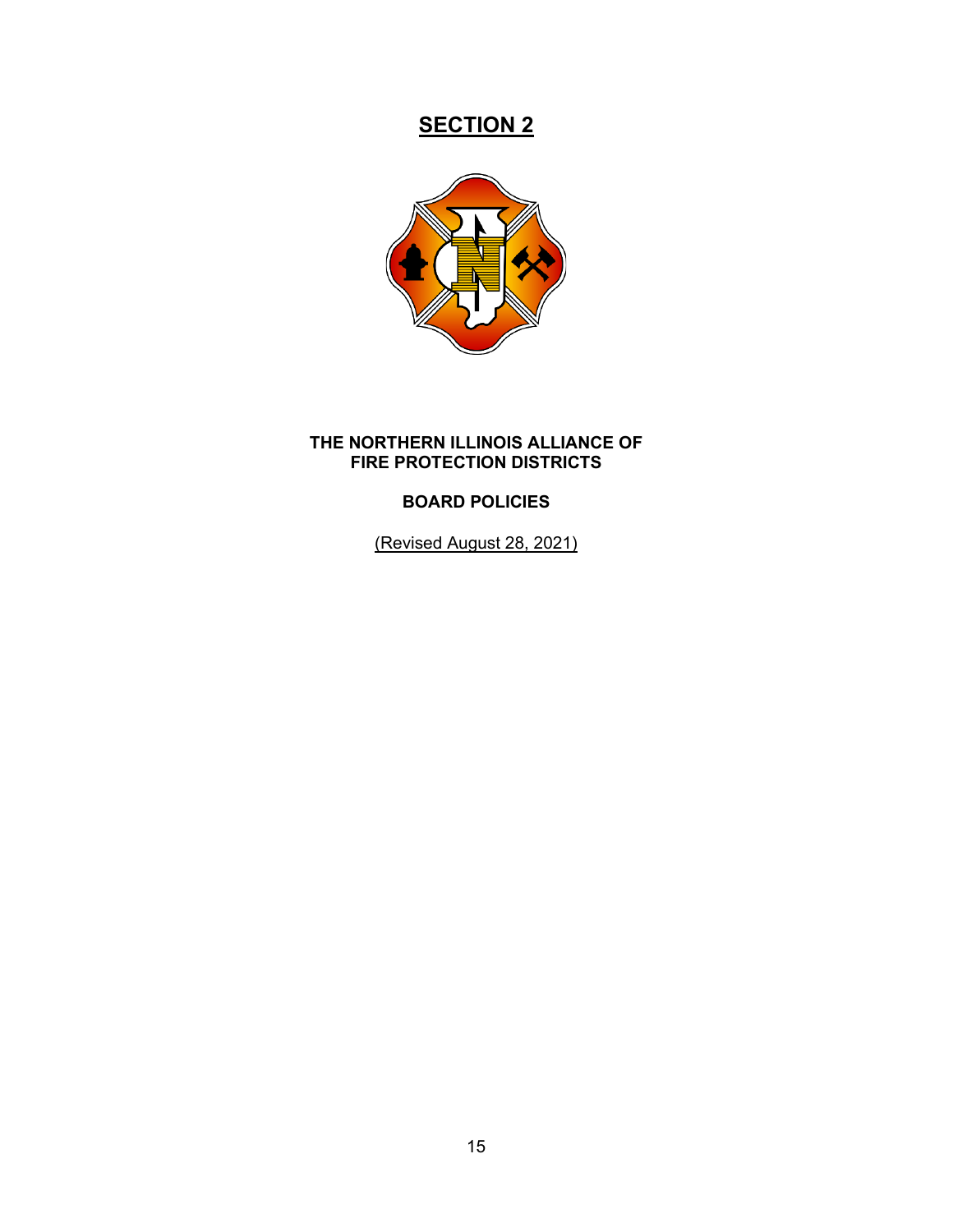# SECTION 2

**THE NORTHERN ILLINOIS ALLIANCE OF FIRE PROTECTION DISTRICTS**

**BOARD POLICIES**

(Revised August 28, 2021)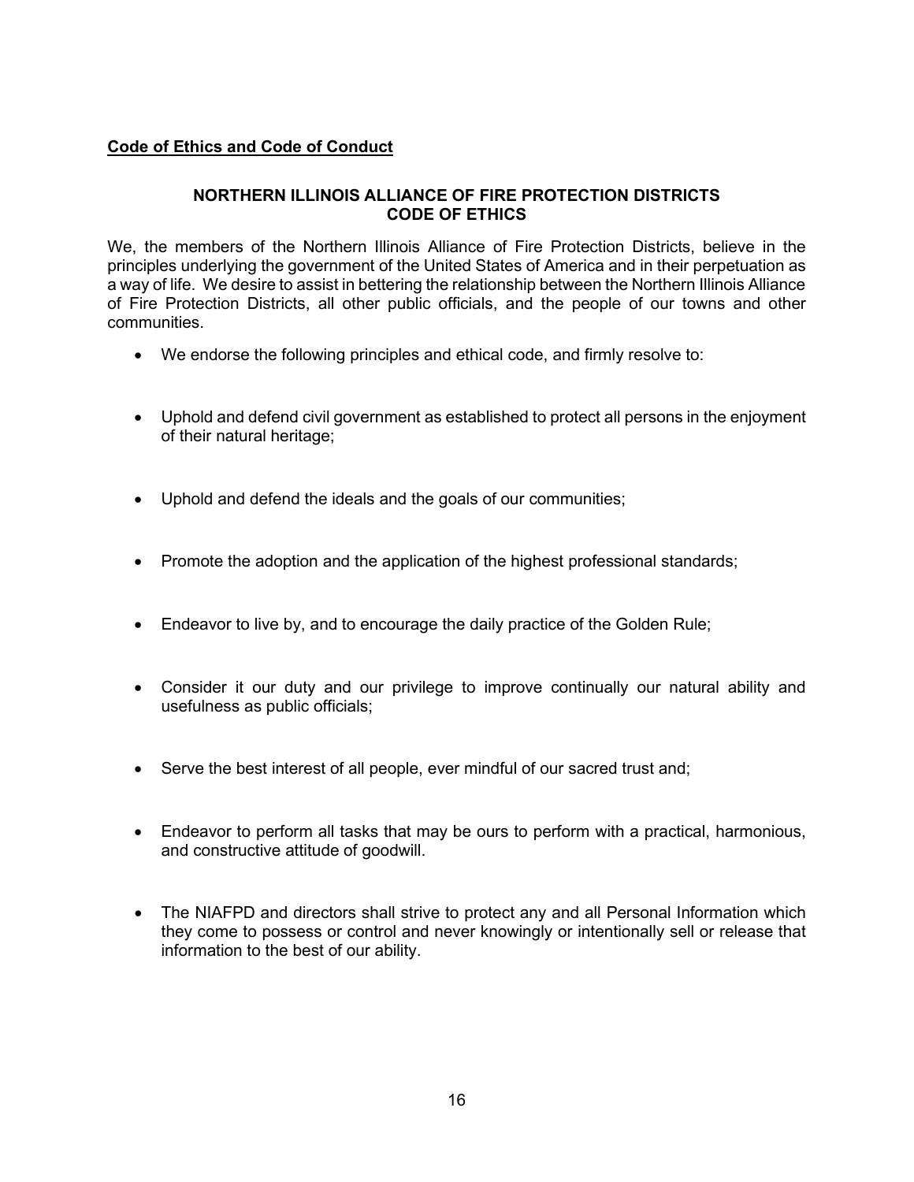**Code of Ethics and Code of Conduct**

## NORTHERN ILLINOIS ALLIANCE OF FIRE PROTECTION DISTRICTS CODE OF ETHICS

We, the members of the Northern Illinois Alliance of Fire Protection Districts, believe in the principles underlying the government of the United States of America and in their perpetuation as a way of life. We desire to assist in bettering the relationship between the Northern Illinois Alliance of Fire Protection Districts, all other public officials, and the people of our towns and other communities.

- We endorse the following principles and ethical code, and firmly resolve to:
- Uphold and defend civil government as established to protect all persons in the enjoyment of their natural heritage;
- Uphold and defend the ideals and the goals of our communities;
- Promote the adoption and the application of the highest professional standards;
- Endeavor to live by, and to encourage the daily practice of the Golden Rule;
- Consider it our duty and our privilege to improve continually our natural ability and usefulness as public officials;
- Serve the best interest of all people, ever mindful of our sacred trust and;
- Endeavor to perform all tasks that may be ours to perform with a practical, harmonious, and constructive attitude of goodwill.
- The NIAFPD and directors shall strive to protect any and all Personal Information which they come to possess or control and never knowingly or intentionally sell or release that information to the best of our ability.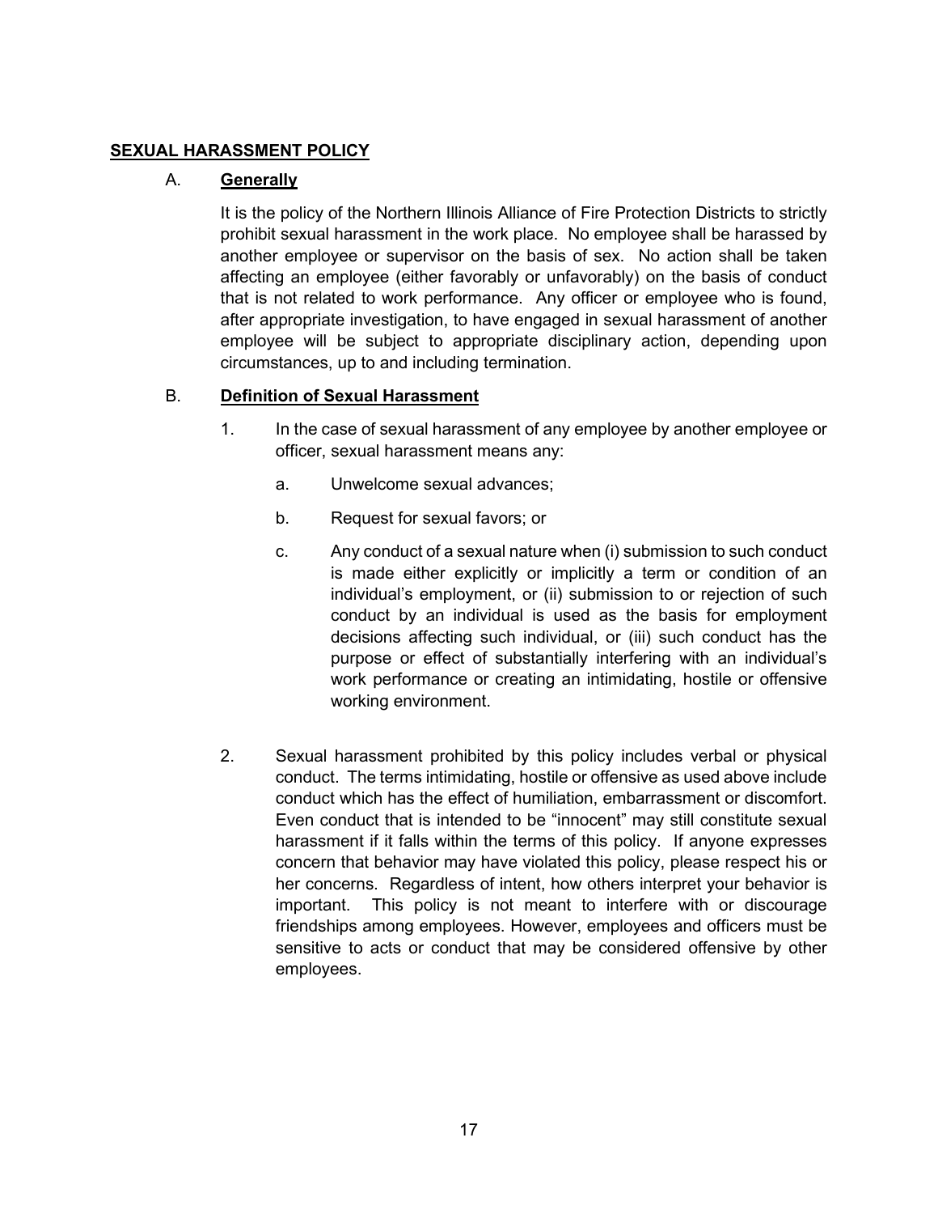## SEXUAL HARASSMENT POLICY

### A. Generally

It is the policy of the Northern Illinois Alliance of Fire Protection Districts to strictly prohibit sexual harassment in the work place. No employee shall be harassed by another employee or supervisor on the basis of sex. No action shall be taken affecting an employee (either favorably or unfavorably) on the basis of conduct that is not related to work performance. Any officer or employee who is found, after appropriate investigation, to have engaged in sexual harassment of another employee will be subject to appropriate disciplinary action, depending upon circumstances, up to and including termination.

### B. Definition of Sexual Harassment

1. In the case of sexual harassment of any employee by another employee or officer, sexual harassment means any:

   a. Unwelcome sexual advances;

   b. Request for sexual favors; or

   c. Any conduct of a sexual nature when (i) submission to such conduct is made either explicitly or implicitly a term or condition of an individual's employment, or (ii) submission to or rejection of such conduct by an individual is used as the basis for employment decisions affecting such individual, or (iii) such conduct has the purpose or effect of substantially interfering with an individual's work performance or creating an intimidating, hostile or offensive working environment.

2. Sexual harassment prohibited by this policy includes verbal or physical conduct. The terms intimidating, hostile or offensive as used above include conduct which has the effect of humiliation, embarrassment or discomfort. Even conduct that is intended to be "innocent" may still constitute sexual harassment if it falls within the terms of this policy. If anyone expresses concern that behavior may have violated this policy, please respect his or her concerns. Regardless of intent, how others interpret your behavior is important. This policy is not meant to interfere with or discourage friendships among employees. However, employees and officers must be sensitive to acts or conduct that may be considered offensive by other employees.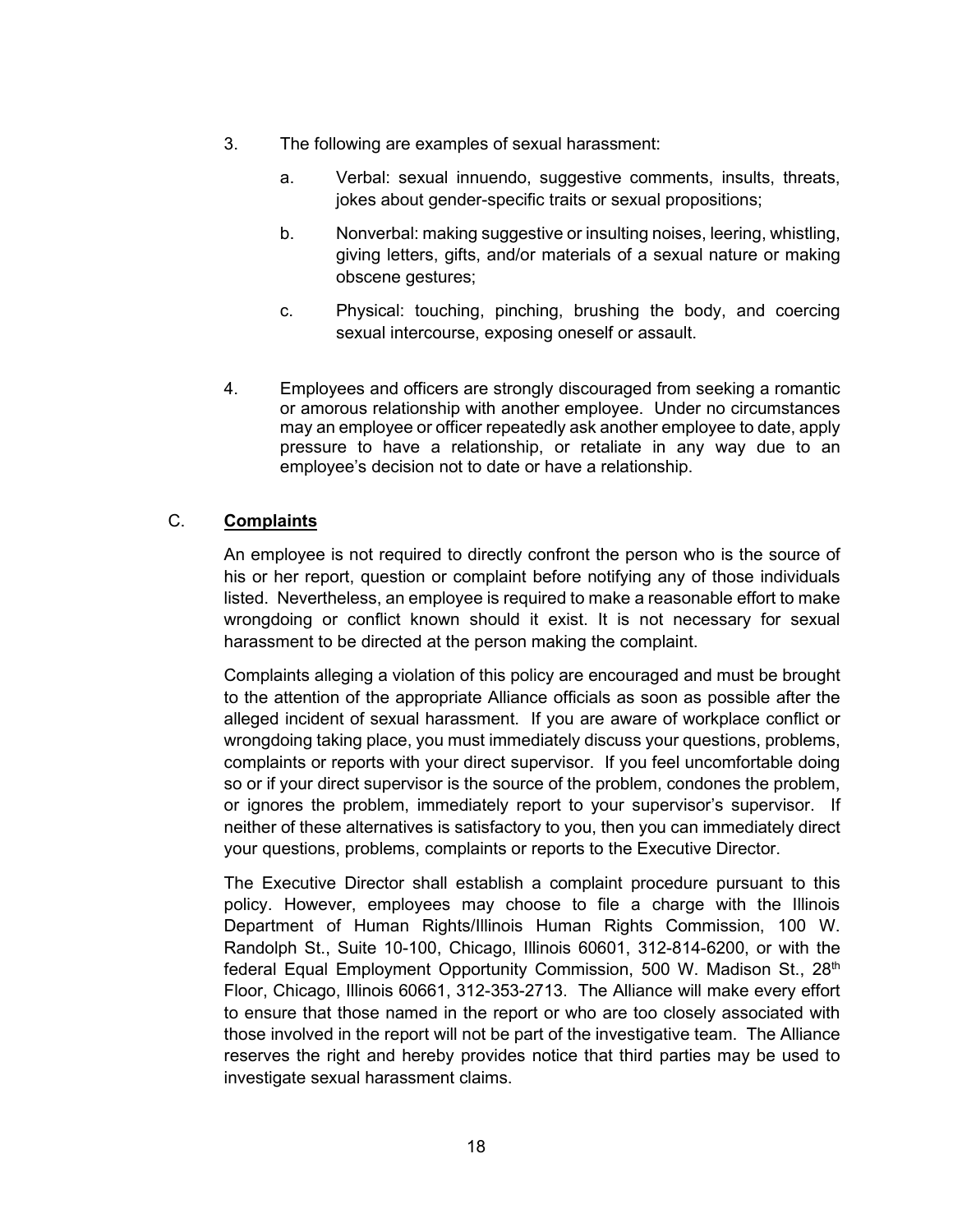3. The following are examples of sexual harassment:

   a. Verbal: sexual innuendo, suggestive comments, insults, threats, jokes about gender-specific traits or sexual propositions;

   b. Nonverbal: making suggestive or insulting noises, leering, whistling, giving letters, gifts, and/or materials of a sexual nature or making obscene gestures;

   c. Physical: touching, pinching, brushing the body, and coercing sexual intercourse, exposing oneself or assault.

4. Employees and officers are strongly discouraged from seeking a romantic or amorous relationship with another employee. Under no circumstances may an employee or officer repeatedly ask another employee to date, apply pressure to have a relationship, or retaliate in any way due to an employee's decision not to date or have a relationship.

C. **Complaints**

An employee is not required to directly confront the person who is the source of his or her report, question or complaint before notifying any of those individuals listed. Nevertheless, an employee is required to make a reasonable effort to make wrongdoing or conflict known should it exist. It is not necessary for sexual harassment to be directed at the person making the complaint.

Complaints alleging a violation of this policy are encouraged and must be brought to the attention of the appropriate Alliance officials as soon as possible after the alleged incident of sexual harassment. If you are aware of workplace conflict or wrongdoing taking place, you must immediately discuss your questions, problems, complaints or reports with your direct supervisor. If you feel uncomfortable doing so or if your direct supervisor is the source of the problem, condones the problem, or ignores the problem, immediately report to your supervisor's supervisor. If neither of these alternatives is satisfactory to you, then you can immediately direct your questions, problems, complaints or reports to the Executive Director.

The Executive Director shall establish a complaint procedure pursuant to this policy. However, employees may choose to file a charge with the Illinois Department of Human Rights/Illinois Human Rights Commission, 100 W. Randolph St., Suite 10-100, Chicago, Illinois 60601, 312-814-6200, or with the federal Equal Employment Opportunity Commission, 500 W. Madison St., 28th Floor, Chicago, Illinois 60661, 312-353-2713. The Alliance will make every effort to ensure that those named in the report or who are too closely associated with those involved in the report will not be part of the investigative team. The Alliance reserves the right and hereby provides notice that third parties may be used to investigate sexual harassment claims.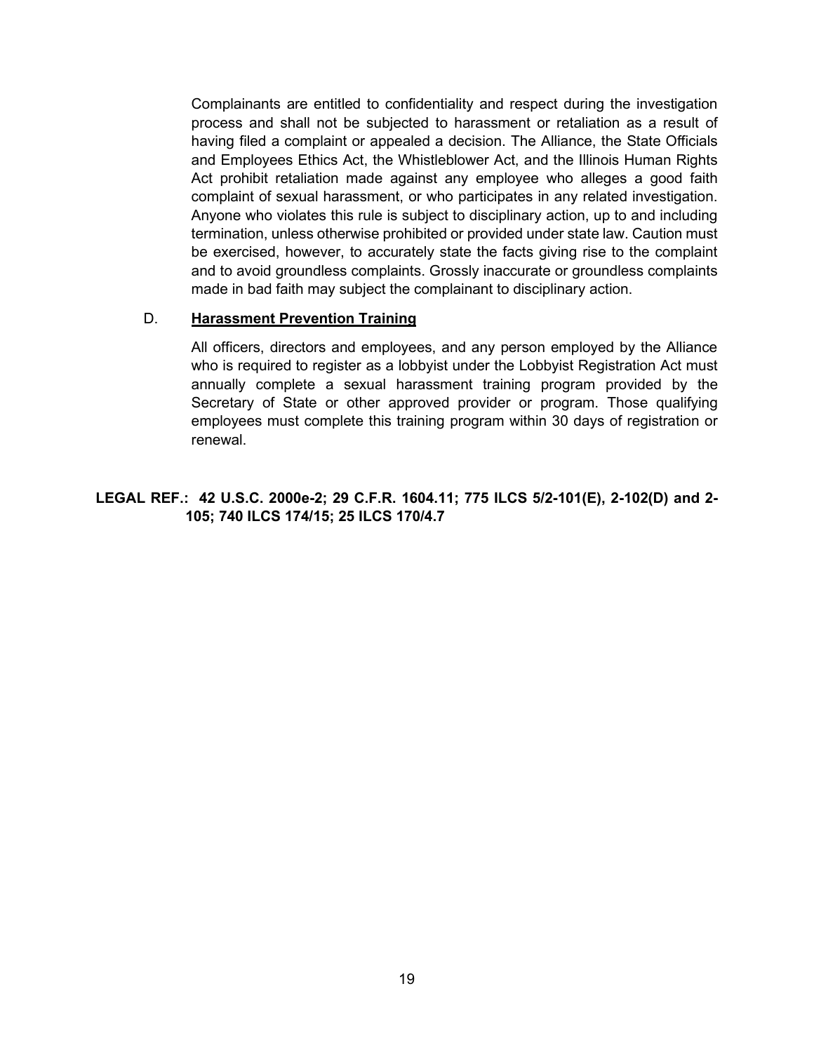Complainants are entitled to confidentiality and respect during the investigation process and shall not be subjected to harassment or retaliation as a result of having filed a complaint or appealed a decision. The Alliance, the State Officials and Employees Ethics Act, the Whistleblower Act, and the Illinois Human Rights Act prohibit retaliation made against any employee who alleges a good faith complaint of sexual harassment, or who participates in any related investigation. Anyone who violates this rule is subject to disciplinary action, up to and including termination, unless otherwise prohibited or provided under state law. Caution must be exercised, however, to accurately state the facts giving rise to the complaint and to avoid groundless complaints. Grossly inaccurate or groundless complaints made in bad faith may subject the complainant to disciplinary action.

D. **Harassment Prevention Training**

All officers, directors and employees, and any person employed by the Alliance who is required to register as a lobbyist under the Lobbyist Registration Act must annually complete a sexual harassment training program provided by the Secretary of State or other approved provider or program. Those qualifying employees must complete this training program within 30 days of registration or renewal.

**LEGAL REF.: 42 U.S.C. 2000e-2; 29 C.F.R. 1604.11; 775 ILCS 5/2-101(E), 2-102(D) and 2-105; 740 ILCS 174/15; 25 ILCS 170/4.7**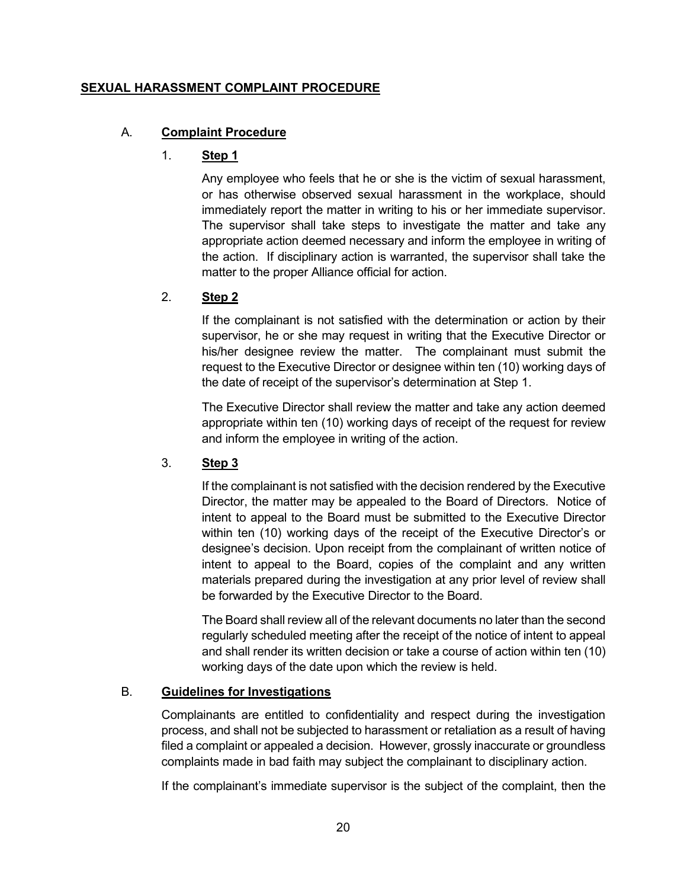## SEXUAL HARASSMENT COMPLAINT PROCEDURE

### A. Complaint Procedure

#### 1. Step 1

Any employee who feels that he or she is the victim of sexual harassment, or has otherwise observed sexual harassment in the workplace, should immediately report the matter in writing to his or her immediate supervisor. The supervisor shall take steps to investigate the matter and take any appropriate action deemed necessary and inform the employee in writing of the action. If disciplinary action is warranted, the supervisor shall take the matter to the proper Alliance official for action.

#### 2. Step 2

If the complainant is not satisfied with the determination or action by their supervisor, he or she may request in writing that the Executive Director or his/her designee review the matter. The complainant must submit the request to the Executive Director or designee within ten (10) working days of the date of receipt of the supervisor's determination at Step 1.

The Executive Director shall review the matter and take any action deemed appropriate within ten (10) working days of receipt of the request for review and inform the employee in writing of the action.

#### 3. Step 3

If the complainant is not satisfied with the decision rendered by the Executive Director, the matter may be appealed to the Board of Directors. Notice of intent to appeal to the Board must be submitted to the Executive Director within ten (10) working days of the receipt of the Executive Director's or designee's decision. Upon receipt from the complainant of written notice of intent to appeal to the Board, copies of the complaint and any written materials prepared during the investigation at any prior level of review shall be forwarded by the Executive Director to the Board.

The Board shall review all of the relevant documents no later than the second regularly scheduled meeting after the receipt of the notice of intent to appeal and shall render its written decision or take a course of action within ten (10) working days of the date upon which the review is held.

### B. Guidelines for Investigations

Complainants are entitled to confidentiality and respect during the investigation process, and shall not be subjected to harassment or retaliation as a result of having filed a complaint or appealed a decision. However, grossly inaccurate or groundless complaints made in bad faith may subject the complainant to disciplinary action.

If the complainant's immediate supervisor is the subject of the complaint, then the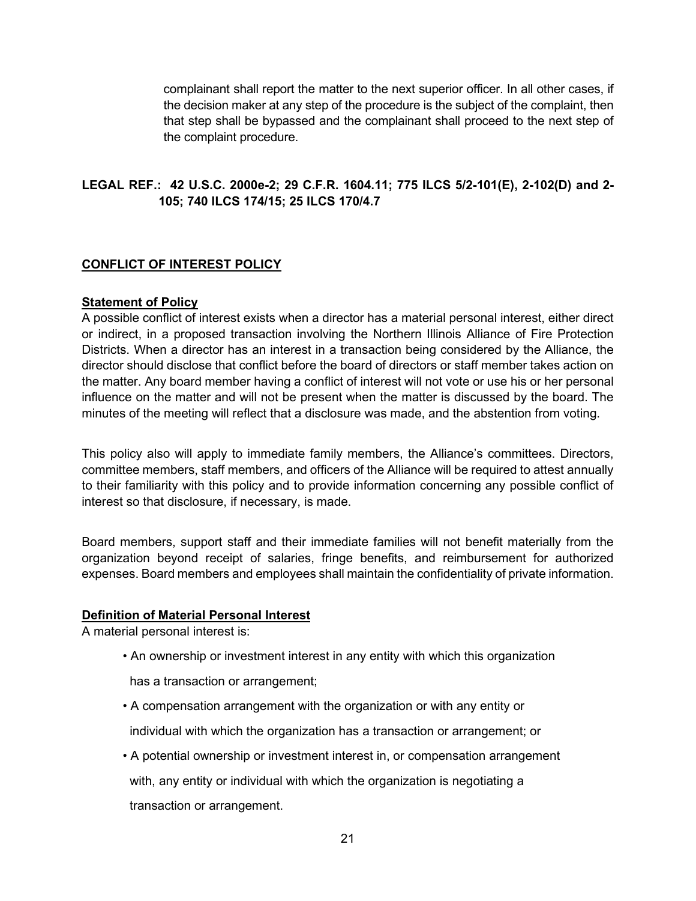complainant shall report the matter to the next superior officer. In all other cases, if the decision maker at any step of the procedure is the subject of the complaint, then that step shall be bypassed and the complainant shall proceed to the next step of the complaint procedure.

**LEGAL REF.: 42 U.S.C. 2000e-2; 29 C.F.R. 1604.11; 775 ILCS 5/2-101(E), 2-102(D) and 2-105; 740 ILCS 174/15; 25 ILCS 170/4.7**

## CONFLICT OF INTEREST POLICY

### Statement of Policy

A possible conflict of interest exists when a director has a material personal interest, either direct or indirect, in a proposed transaction involving the Northern Illinois Alliance of Fire Protection Districts. When a director has an interest in a transaction being considered by the Alliance, the director should disclose that conflict before the board of directors or staff member takes action on the matter. Any board member having a conflict of interest will not vote or use his or her personal influence on the matter and will not be present when the matter is discussed by the board. The minutes of the meeting will reflect that a disclosure was made, and the abstention from voting.

This policy also will apply to immediate family members, the Alliance's committees. Directors, committee members, staff members, and officers of the Alliance will be required to attest annually to their familiarity with this policy and to provide information concerning any possible conflict of interest so that disclosure, if necessary, is made.

Board members, support staff and their immediate families will not benefit materially from the organization beyond receipt of salaries, fringe benefits, and reimbursement for authorized expenses. Board members and employees shall maintain the confidentiality of private information.

### Definition of Material Personal Interest

A material personal interest is:

- An ownership or investment interest in any entity with which this organization has a transaction or arrangement;
- A compensation arrangement with the organization or with any entity or individual with which the organization has a transaction or arrangement; or
- A potential ownership or investment interest in, or compensation arrangement with, any entity or individual with which the organization is negotiating a transaction or arrangement.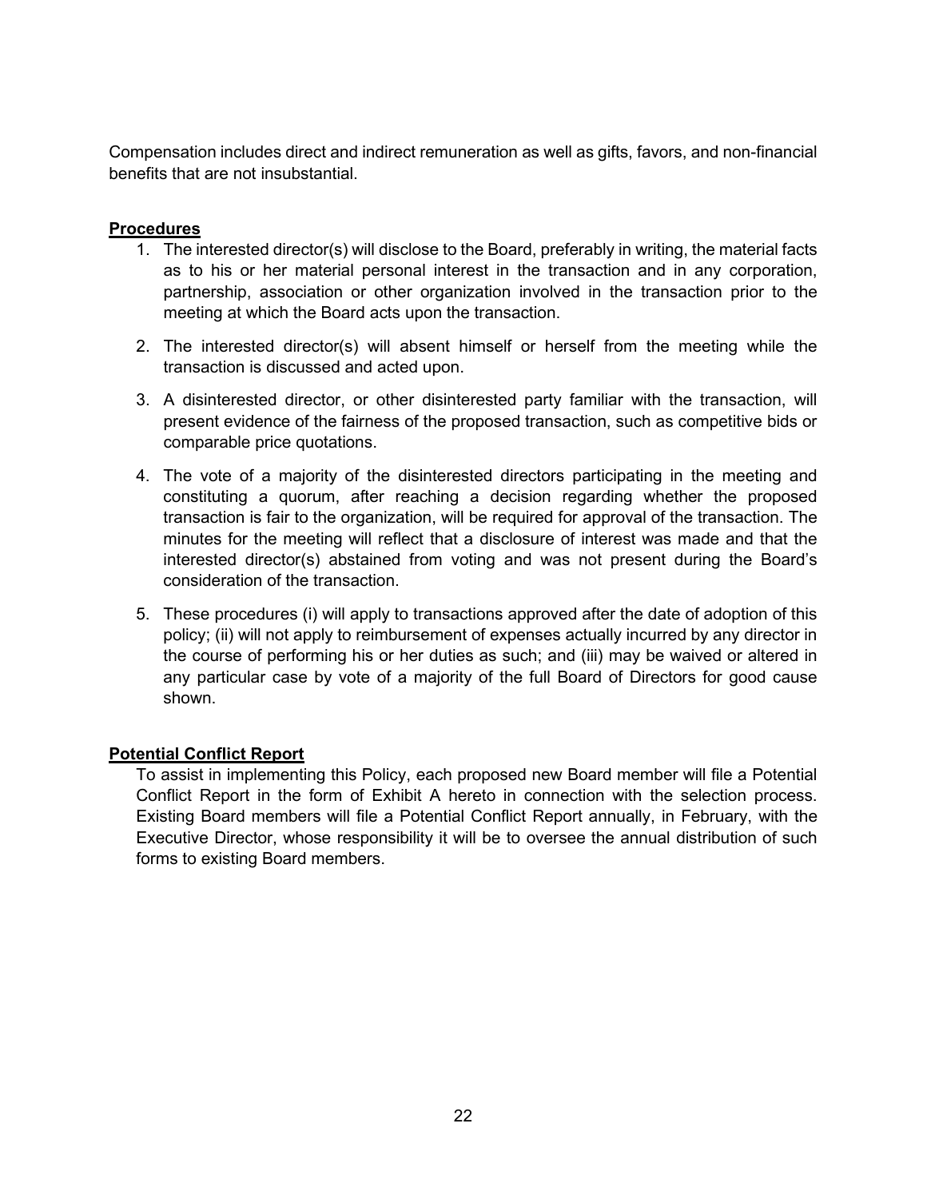Compensation includes direct and indirect remuneration as well as gifts, favors, and non-financial benefits that are not insubstantial.

**Procedures**

1. The interested director(s) will disclose to the Board, preferably in writing, the material facts as to his or her material personal interest in the transaction and in any corporation, partnership, association or other organization involved in the transaction prior to the meeting at which the Board acts upon the transaction.

2. The interested director(s) will absent himself or herself from the meeting while the transaction is discussed and acted upon.

3. A disinterested director, or other disinterested party familiar with the transaction, will present evidence of the fairness of the proposed transaction, such as competitive bids or comparable price quotations.

4. The vote of a majority of the disinterested directors participating in the meeting and constituting a quorum, after reaching a decision regarding whether the proposed transaction is fair to the organization, will be required for approval of the transaction. The minutes for the meeting will reflect that a disclosure of interest was made and that the interested director(s) abstained from voting and was not present during the Board's consideration of the transaction.

5. These procedures (i) will apply to transactions approved after the date of adoption of this policy; (ii) will not apply to reimbursement of expenses actually incurred by any director in the course of performing his or her duties as such; and (iii) may be waived or altered in any particular case by vote of a majority of the full Board of Directors for good cause shown.

**Potential Conflict Report**

To assist in implementing this Policy, each proposed new Board member will file a Potential Conflict Report in the form of Exhibit A hereto in connection with the selection process. Existing Board members will file a Potential Conflict Report annually, in February, with the Executive Director, whose responsibility it will be to oversee the annual distribution of such forms to existing Board members.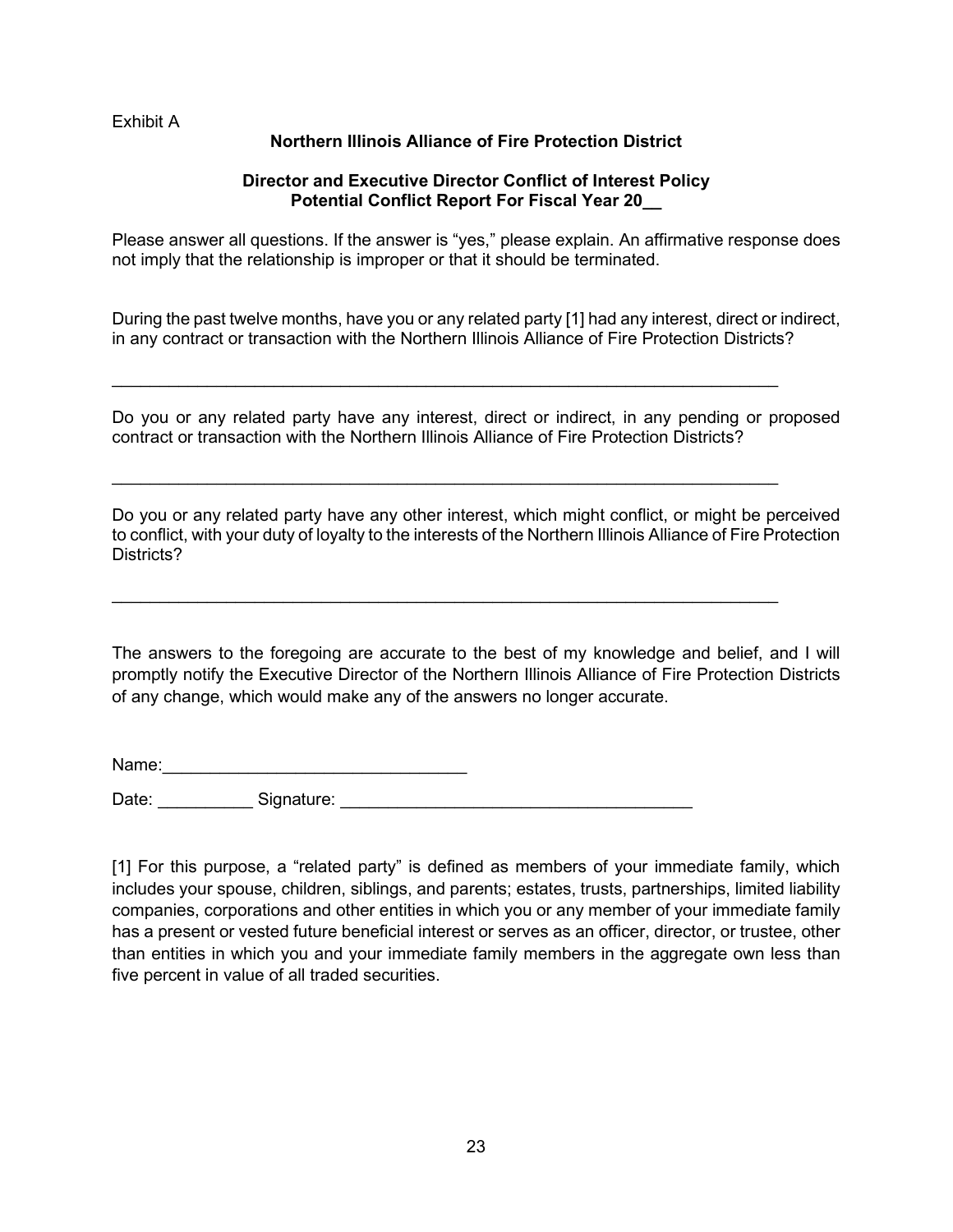Exhibit A

**Northern Illinois Alliance of Fire Protection District**

**Director and Executive Director Conflict of Interest Policy**
**Potential Conflict Report For Fiscal Year 20__**

Please answer all questions. If the answer is "yes," please explain. An affirmative response does not imply that the relationship is improper or that it should be terminated.

During the past twelve months, have you or any related party [1] had any interest, direct or indirect, in any contract or transaction with the Northern Illinois Alliance of Fire Protection Districts?

\_\_\_\_\_\_\_\_\_\_\_\_\_\_\_\_\_\_\_\_\_\_\_\_\_\_\_\_\_\_\_\_\_\_\_\_\_\_\_\_\_\_\_\_\_\_\_\_\_\_\_\_\_\_\_\_\_\_\_\_\_\_\_\_\_\_\_\_\_\_

Do you or any related party have any interest, direct or indirect, in any pending or proposed contract or transaction with the Northern Illinois Alliance of Fire Protection Districts?

\_\_\_\_\_\_\_\_\_\_\_\_\_\_\_\_\_\_\_\_\_\_\_\_\_\_\_\_\_\_\_\_\_\_\_\_\_\_\_\_\_\_\_\_\_\_\_\_\_\_\_\_\_\_\_\_\_\_\_\_\_\_\_\_\_\_\_\_\_\_

Do you or any related party have any other interest, which might conflict, or might be perceived to conflict, with your duty of loyalty to the interests of the Northern Illinois Alliance of Fire Protection Districts?

\_\_\_\_\_\_\_\_\_\_\_\_\_\_\_\_\_\_\_\_\_\_\_\_\_\_\_\_\_\_\_\_\_\_\_\_\_\_\_\_\_\_\_\_\_\_\_\_\_\_\_\_\_\_\_\_\_\_\_\_\_\_\_\_\_\_\_\_\_\_

The answers to the foregoing are accurate to the best of my knowledge and belief, and I will promptly notify the Executive Director of the Northern Illinois Alliance of Fire Protection Districts of any change, which would make any of the answers no longer accurate.

Name:\_\_\_\_\_\_\_\_\_\_\_\_\_\_\_\_\_\_\_\_\_\_\_\_\_\_\_\_\_\_\_\_

Date: \_\_\_\_\_\_\_\_\_\_ Signature: \_\_\_\_\_\_\_\_\_\_\_\_\_\_\_\_\_\_\_\_\_\_\_\_\_\_\_\_\_\_\_\_\_\_\_\_\_\_

[1] For this purpose, a "related party" is defined as members of your immediate family, which includes your spouse, children, siblings, and parents; estates, trusts, partnerships, limited liability companies, corporations and other entities in which you or any member of your immediate family has a present or vested future beneficial interest or serves as an officer, director, or trustee, other than entities in which you and your immediate family members in the aggregate own less than five percent in value of all traded securities.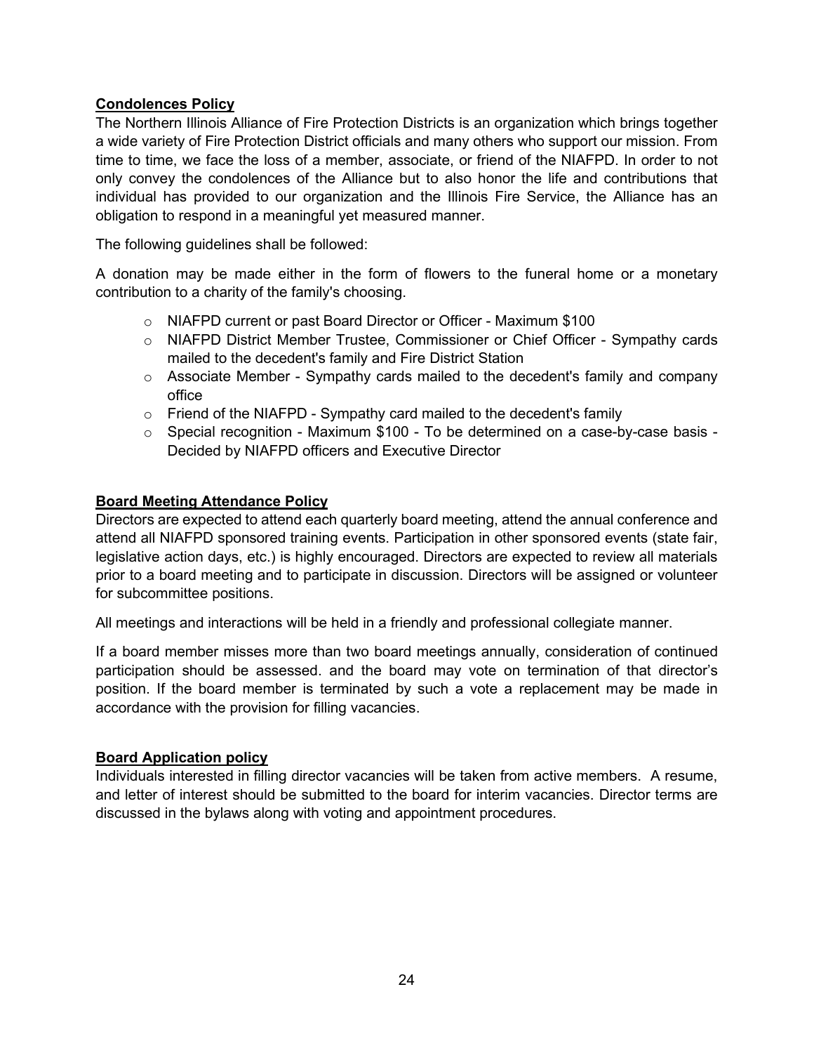**Condolences Policy**

The Northern Illinois Alliance of Fire Protection Districts is an organization which brings together a wide variety of Fire Protection District officials and many others who support our mission. From time to time, we face the loss of a member, associate, or friend of the NIAFPD. In order to not only convey the condolences of the Alliance but to also honor the life and contributions that individual has provided to our organization and the Illinois Fire Service, the Alliance has an obligation to respond in a meaningful yet measured manner.

The following guidelines shall be followed:

A donation may be made either in the form of flowers to the funeral home or a monetary contribution to a charity of the family's choosing.

- NIAFPD current or past Board Director or Officer - Maximum $100
- NIAFPD District Member Trustee, Commissioner or Chief Officer - Sympathy cards mailed to the decedent's family and Fire District Station
- Associate Member - Sympathy cards mailed to the decedent's family and company office
- Friend of the NIAFPD - Sympathy card mailed to the decedent's family
- Special recognition - Maximum $100 - To be determined on a case-by-case basis - Decided by NIAFPD officers and Executive Director

**Board Meeting Attendance Policy**

Directors are expected to attend each quarterly board meeting, attend the annual conference and attend all NIAFPD sponsored training events. Participation in other sponsored events (state fair, legislative action days, etc.) is highly encouraged. Directors are expected to review all materials prior to a board meeting and to participate in discussion. Directors will be assigned or volunteer for subcommittee positions.

All meetings and interactions will be held in a friendly and professional collegiate manner.

If a board member misses more than two board meetings annually, consideration of continued participation should be assessed. and the board may vote on termination of that director's position. If the board member is terminated by such a vote a replacement may be made in accordance with the provision for filling vacancies.

**Board Application policy**

Individuals interested in filling director vacancies will be taken from active members. A resume, and letter of interest should be submitted to the board for interim vacancies. Director terms are discussed in the bylaws along with voting and appointment procedures.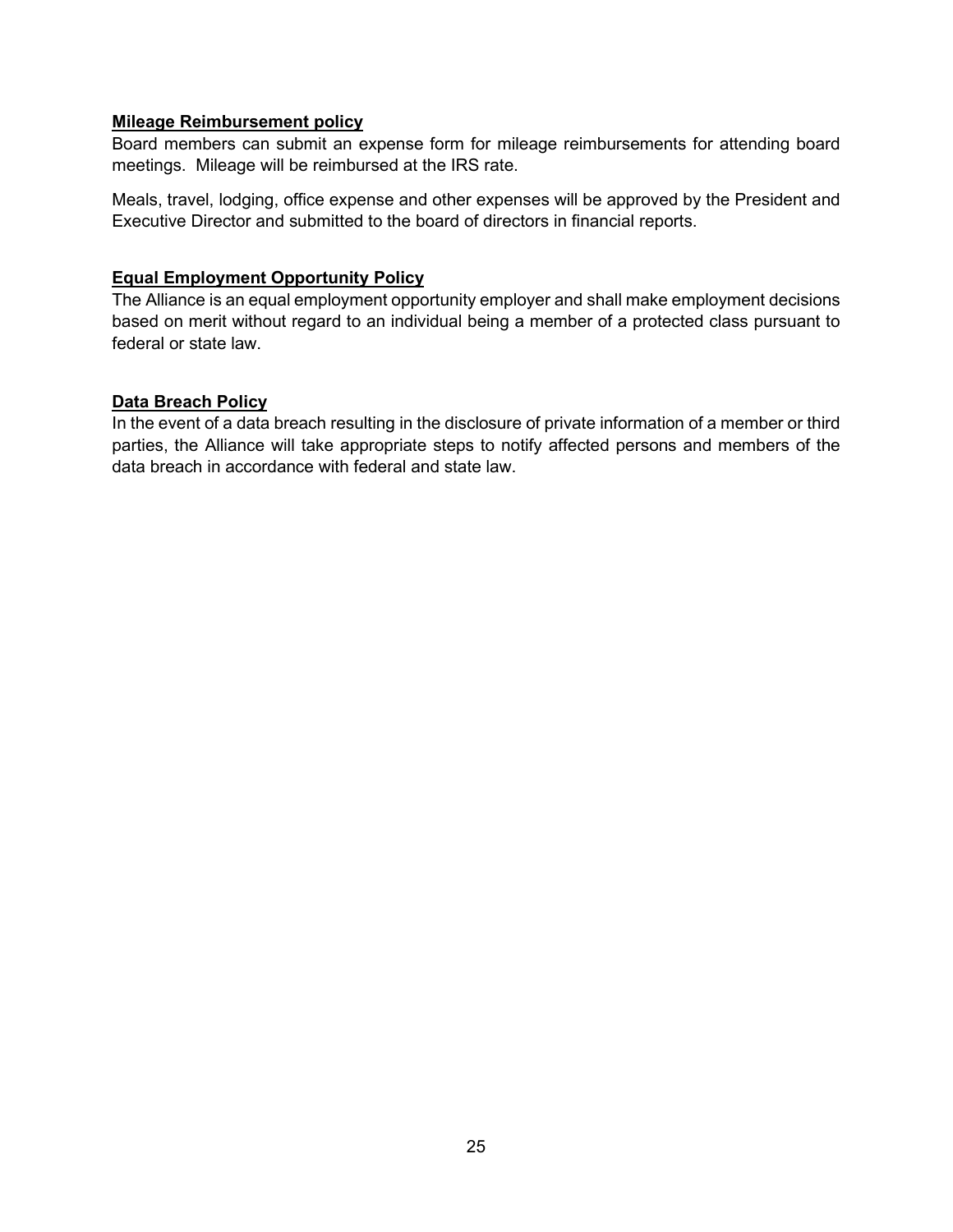**Mileage Reimbursement policy**

Board members can submit an expense form for mileage reimbursements for attending board meetings. Mileage will be reimbursed at the IRS rate.

Meals, travel, lodging, office expense and other expenses will be approved by the President and Executive Director and submitted to the board of directors in financial reports.

**Equal Employment Opportunity Policy**

The Alliance is an equal employment opportunity employer and shall make employment decisions based on merit without regard to an individual being a member of a protected class pursuant to federal or state law.

**Data Breach Policy**

In the event of a data breach resulting in the disclosure of private information of a member or third parties, the Alliance will take appropriate steps to notify affected persons and members of the data breach in accordance with federal and state law.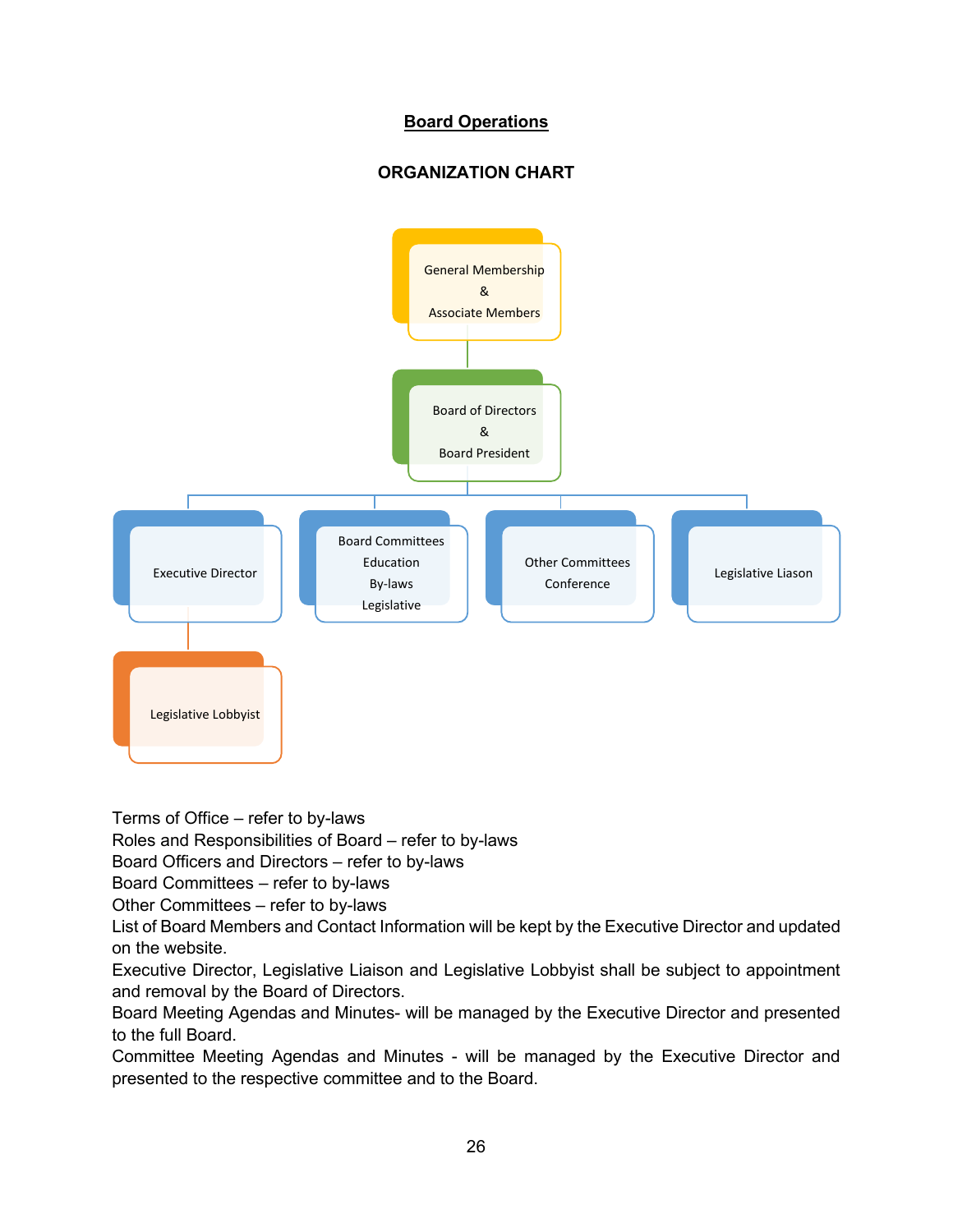## Board Operations

### ORGANIZATION CHART

General Membership
&
Associate Members

Board of Directors
&
Board President

Executive Director

Board Committees
Education
By-laws
Legislative

Other Committees
Conference

Legislative Liason

Legislative Lobbyist

Terms of Office – refer to by-laws
Roles and Responsibilities of Board – refer to by-laws
Board Officers and Directors – refer to by-laws
Board Committees – refer to by-laws
Other Committees – refer to by-laws
List of Board Members and Contact Information will be kept by the Executive Director and updated on the website.
Executive Director, Legislative Liaison and Legislative Lobbyist shall be subject to appointment and removal by the Board of Directors.
Board Meeting Agendas and Minutes- will be managed by the Executive Director and presented to the full Board.
Committee Meeting Agendas and Minutes - will be managed by the Executive Director and presented to the respective committee and to the Board.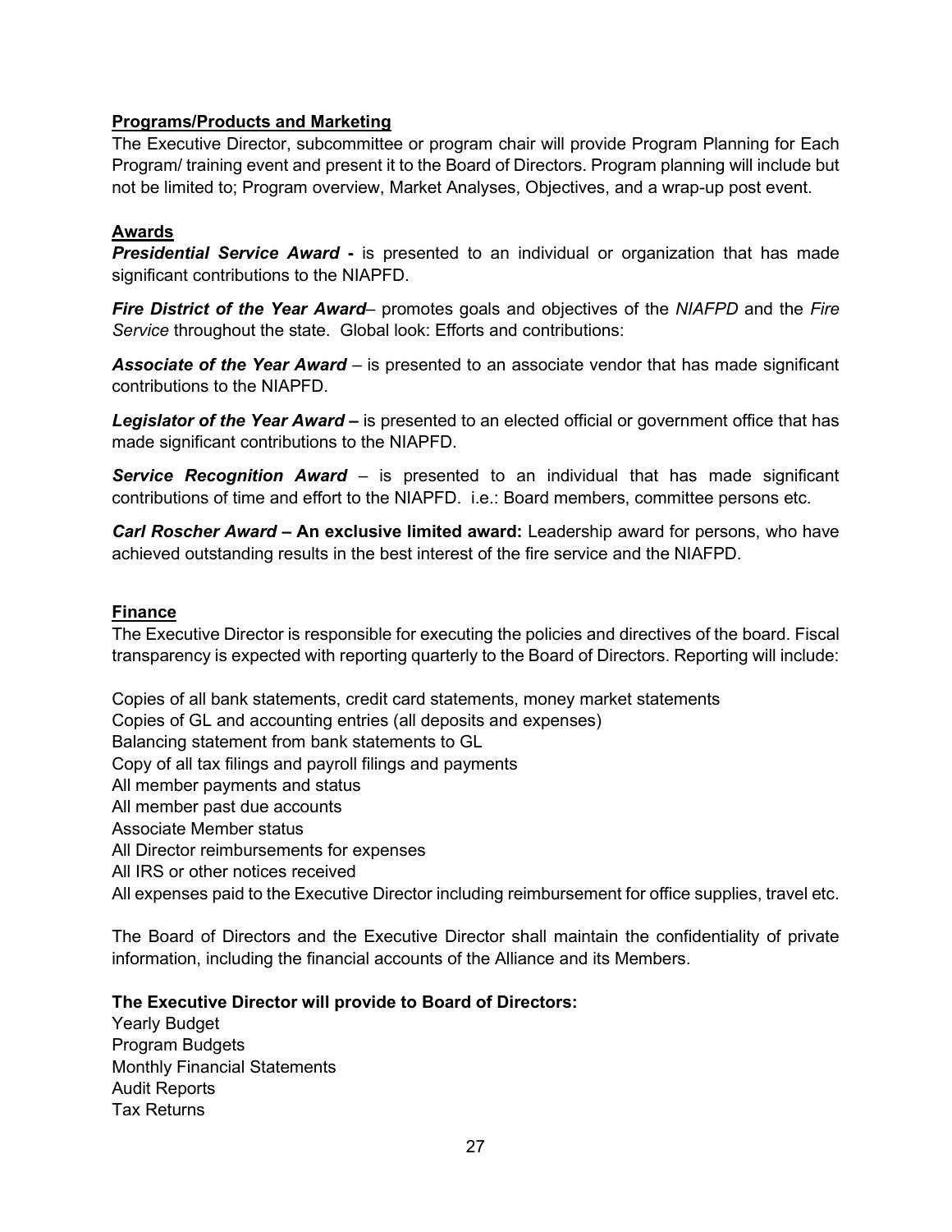**Programs/Products and Marketing**

The Executive Director, subcommittee or program chair will provide Program Planning for Each Program/ training event and present it to the Board of Directors. Program planning will include but not be limited to; Program overview, Market Analyses, Objectives, and a wrap-up post event.

**Awards**

***Presidential Service Award -*** is presented to an individual or organization that has made significant contributions to the NIAPFD.

***Fire District of the Year Award***– promotes goals and objectives of the *NIAFPD* and the *Fire Service* throughout the state. Global look: Efforts and contributions:

***Associate of the Year Award*** – is presented to an associate vendor that has made significant contributions to the NIAPFD.

***Legislator of the Year Award –*** is presented to an elected official or government office that has made significant contributions to the NIAPFD.

***Service Recognition Award*** – is presented to an individual that has made significant contributions of time and effort to the NIAPFD. i.e.: Board members, committee persons etc.

***Carl Roscher Award*** **– An exclusive limited award:** Leadership award for persons, who have achieved outstanding results in the best interest of the fire service and the NIAFPD.

**Finance**

The Executive Director is responsible for executing the policies and directives of the board. Fiscal transparency is expected with reporting quarterly to the Board of Directors. Reporting will include:

Copies of all bank statements, credit card statements, money market statements
Copies of GL and accounting entries (all deposits and expenses)
Balancing statement from bank statements to GL
Copy of all tax filings and payroll filings and payments
All member payments and status
All member past due accounts
Associate Member status
All Director reimbursements for expenses
All IRS or other notices received
All expenses paid to the Executive Director including reimbursement for office supplies, travel etc.

The Board of Directors and the Executive Director shall maintain the confidentiality of private information, including the financial accounts of the Alliance and its Members.

**The Executive Director will provide to Board of Directors:**

Yearly Budget
Program Budgets
Monthly Financial Statements
Audit Reports
Tax Returns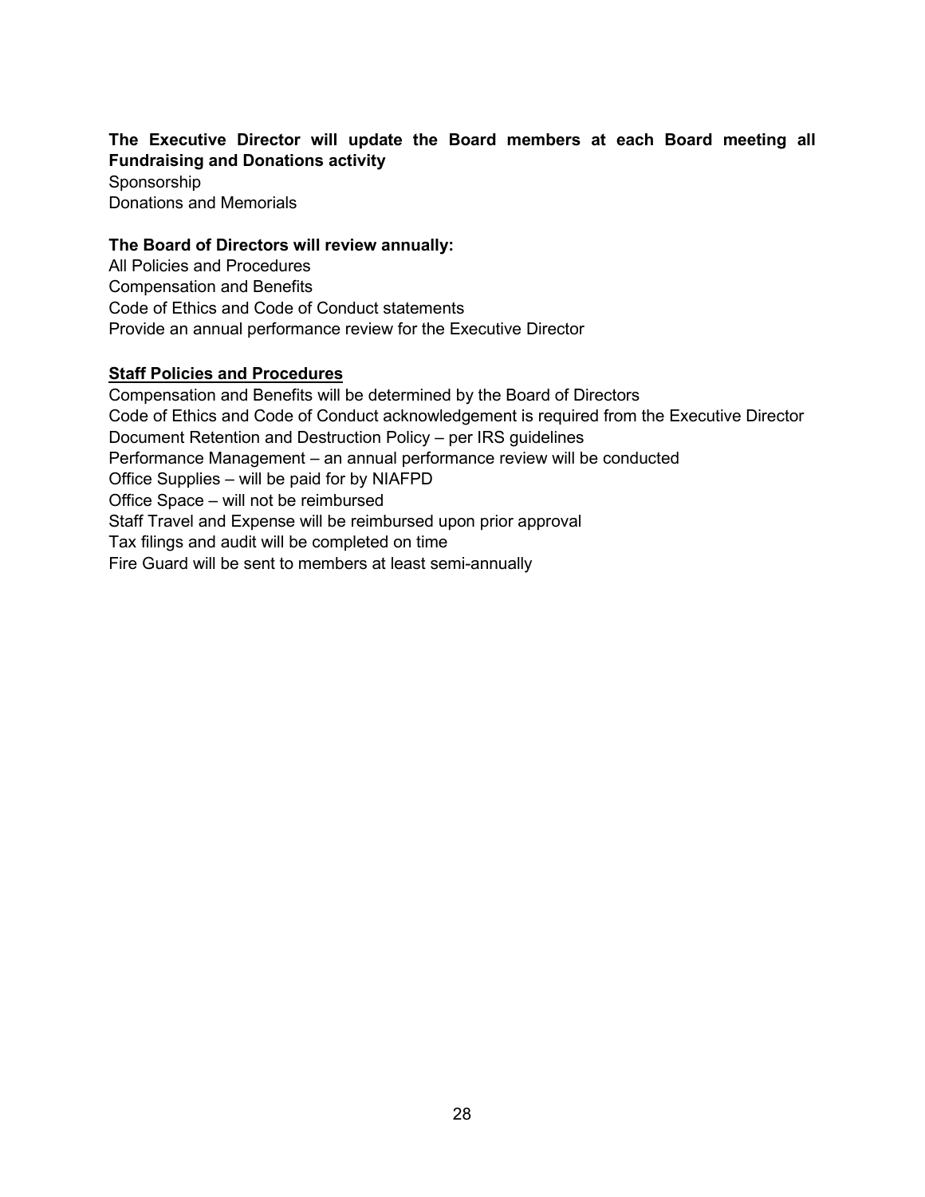**The Executive Director will update the Board members at each Board meeting all Fundraising and Donations activity**

Sponsorship
Donations and Memorials

**The Board of Directors will review annually:**

All Policies and Procedures
Compensation and Benefits
Code of Ethics and Code of Conduct statements
Provide an annual performance review for the Executive Director

**<u>Staff Policies and Procedures</u>**

Compensation and Benefits will be determined by the Board of Directors
Code of Ethics and Code of Conduct acknowledgement is required from the Executive Director
Document Retention and Destruction Policy – per IRS guidelines
Performance Management – an annual performance review will be conducted
Office Supplies – will be paid for by NIAFPD
Office Space – will not be reimbursed
Staff Travel and Expense will be reimbursed upon prior approval
Tax filings and audit will be completed on time
Fire Guard will be sent to members at least semi-annually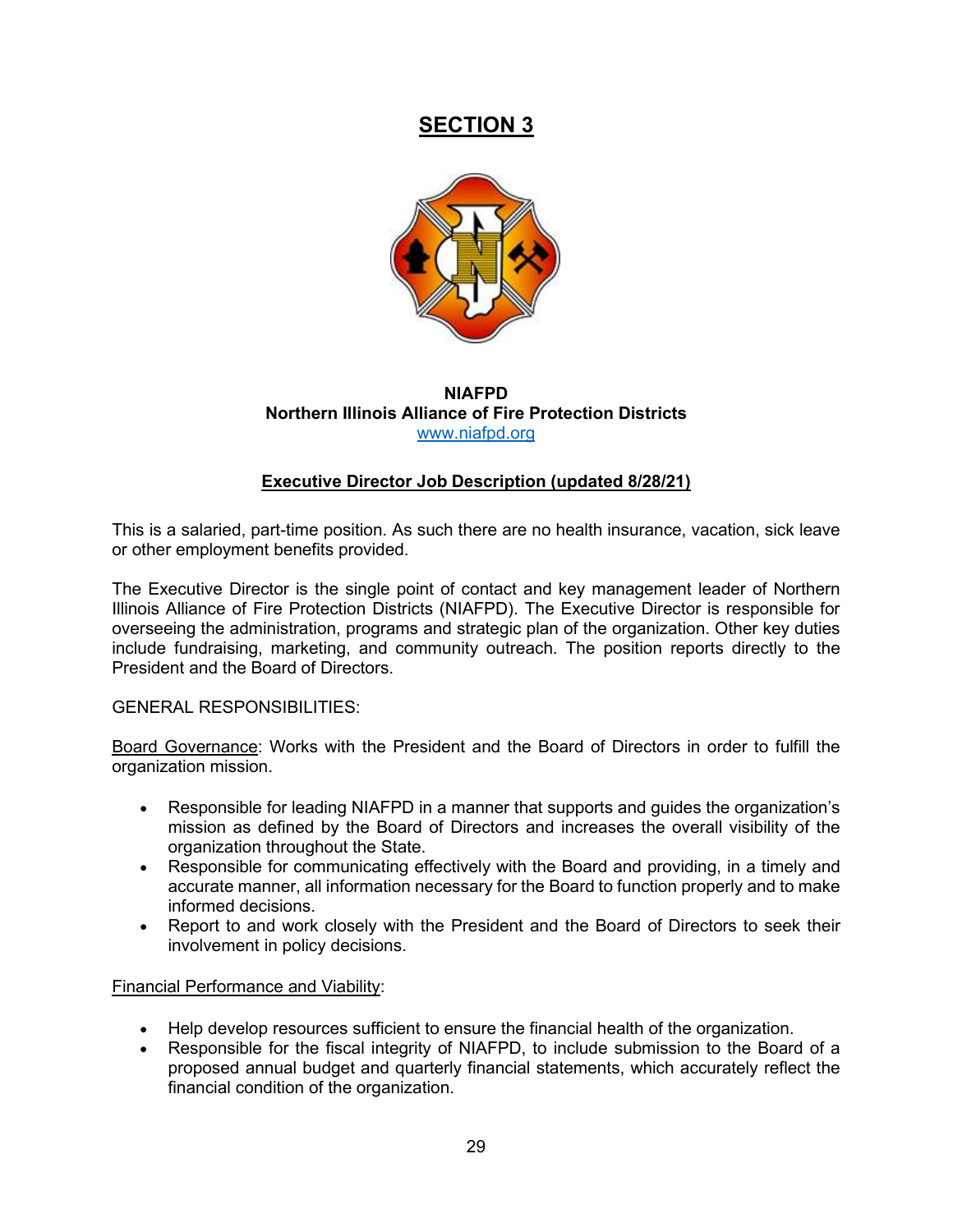# SECTION 3

**NIAFPD**
**Northern Illinois Alliance of Fire Protection Districts**
www.niafpd.org

## Executive Director Job Description (updated 8/28/21)

This is a salaried, part-time position. As such there are no health insurance, vacation, sick leave or other employment benefits provided.

The Executive Director is the single point of contact and key management leader of Northern Illinois Alliance of Fire Protection Districts (NIAFPD). The Executive Director is responsible for overseeing the administration, programs and strategic plan of the organization. Other key duties include fundraising, marketing, and community outreach. The position reports directly to the President and the Board of Directors.

GENERAL RESPONSIBILITIES:

Board Governance: Works with the President and the Board of Directors in order to fulfill the organization mission.

- Responsible for leading NIAFPD in a manner that supports and guides the organization's mission as defined by the Board of Directors and increases the overall visibility of the organization throughout the State.
- Responsible for communicating effectively with the Board and providing, in a timely and accurate manner, all information necessary for the Board to function properly and to make informed decisions.
- Report to and work closely with the President and the Board of Directors to seek their involvement in policy decisions.

Financial Performance and Viability:

- Help develop resources sufficient to ensure the financial health of the organization.
- Responsible for the fiscal integrity of NIAFPD, to include submission to the Board of a proposed annual budget and quarterly financial statements, which accurately reflect the financial condition of the organization.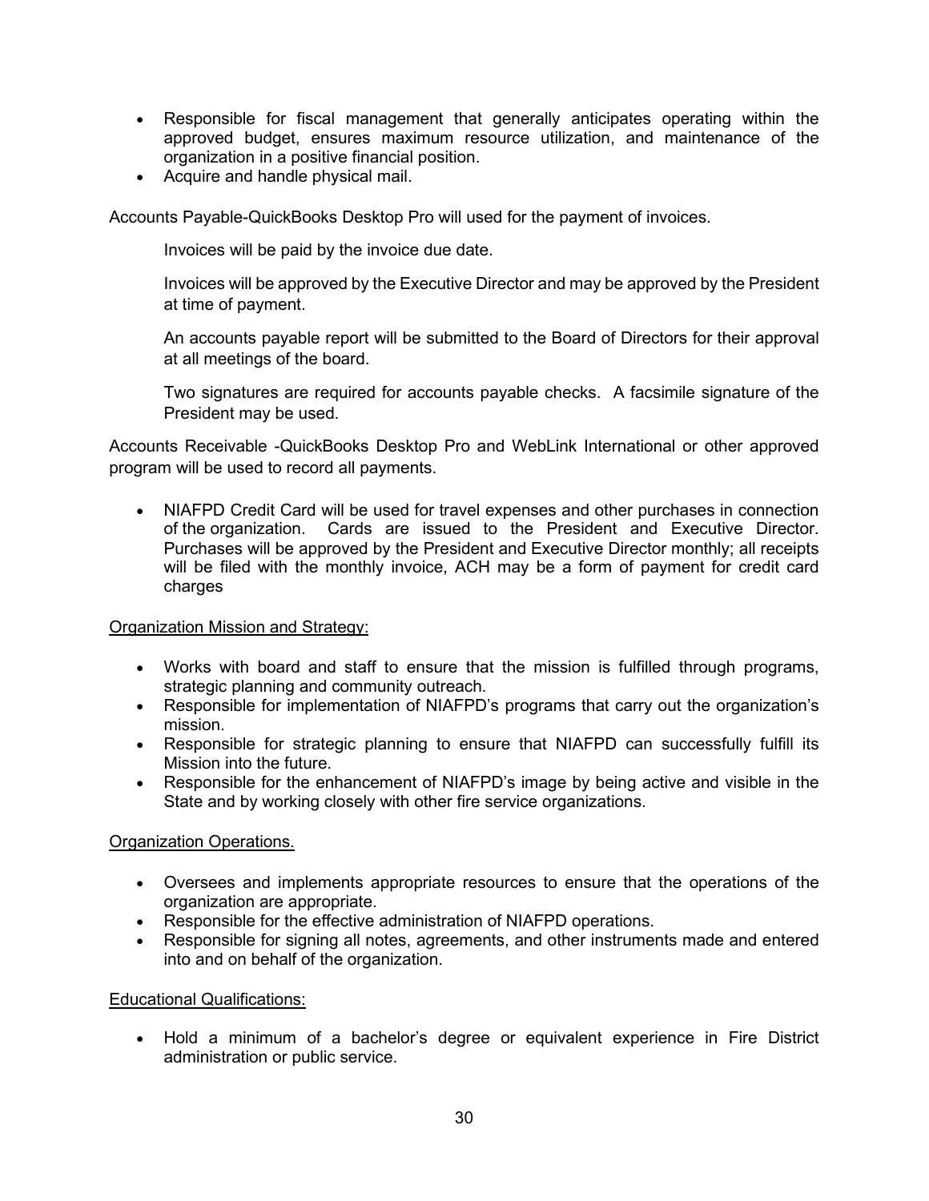- Responsible for fiscal management that generally anticipates operating within the approved budget, ensures maximum resource utilization, and maintenance of the organization in a positive financial position.
- Acquire and handle physical mail.

Accounts Payable-QuickBooks Desktop Pro will used for the payment of invoices.

Invoices will be paid by the invoice due date.

Invoices will be approved by the Executive Director and may be approved by the President at time of payment.

An accounts payable report will be submitted to the Board of Directors for their approval at all meetings of the board.

Two signatures are required for accounts payable checks. A facsimile signature of the President may be used.

Accounts Receivable -QuickBooks Desktop Pro and WebLink International or other approved program will be used to record all payments.

- NIAFPD Credit Card will be used for travel expenses and other purchases in connection of the organization. Cards are issued to the President and Executive Director. Purchases will be approved by the President and Executive Director monthly; all receipts will be filed with the monthly invoice, ACH may be a form of payment for credit card charges

<u>Organization Mission and Strategy:</u>

- Works with board and staff to ensure that the mission is fulfilled through programs, strategic planning and community outreach.
- Responsible for implementation of NIAFPD's programs that carry out the organization's mission.
- Responsible for strategic planning to ensure that NIAFPD can successfully fulfill its Mission into the future.
- Responsible for the enhancement of NIAFPD's image by being active and visible in the State and by working closely with other fire service organizations.

<u>Organization Operations.</u>

- Oversees and implements appropriate resources to ensure that the operations of the organization are appropriate.
- Responsible for the effective administration of NIAFPD operations.
- Responsible for signing all notes, agreements, and other instruments made and entered into and on behalf of the organization.

<u>Educational Qualifications:</u>

- Hold a minimum of a bachelor's degree or equivalent experience in Fire District administration or public service.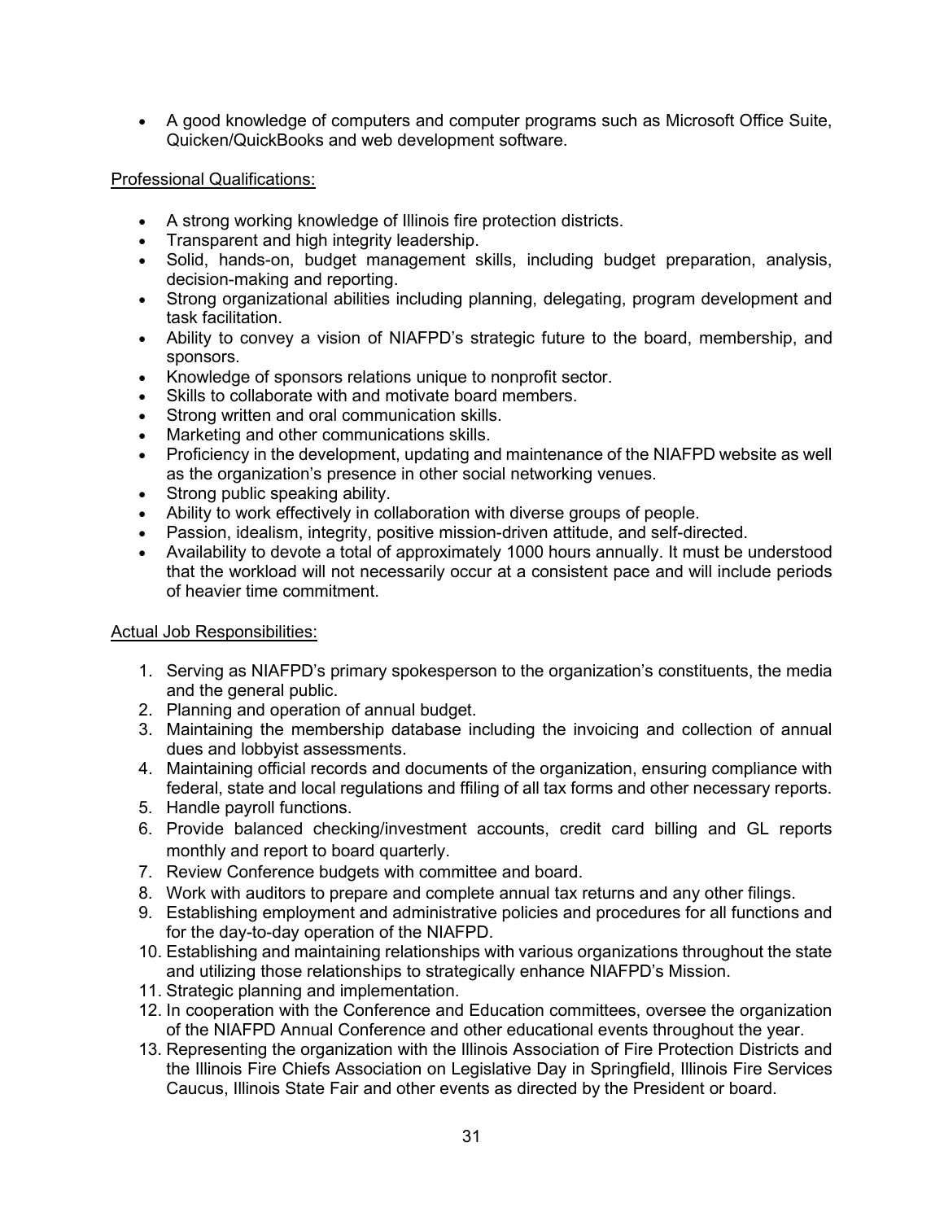- A good knowledge of computers and computer programs such as Microsoft Office Suite, Quicken/QuickBooks and web development software.

Professional Qualifications:

- A strong working knowledge of Illinois fire protection districts.
- Transparent and high integrity leadership.
- Solid, hands-on, budget management skills, including budget preparation, analysis, decision-making and reporting.
- Strong organizational abilities including planning, delegating, program development and task facilitation.
- Ability to convey a vision of NIAFPD's strategic future to the board, membership, and sponsors.
- Knowledge of sponsors relations unique to nonprofit sector.
- Skills to collaborate with and motivate board members.
- Strong written and oral communication skills.
- Marketing and other communications skills.
- Proficiency in the development, updating and maintenance of the NIAFPD website as well as the organization's presence in other social networking venues.
- Strong public speaking ability.
- Ability to work effectively in collaboration with diverse groups of people.
- Passion, idealism, integrity, positive mission-driven attitude, and self-directed.
- Availability to devote a total of approximately 1000 hours annually. It must be understood that the workload will not necessarily occur at a consistent pace and will include periods of heavier time commitment.

Actual Job Responsibilities:

1. Serving as NIAFPD's primary spokesperson to the organization's constituents, the media and the general public.
2. Planning and operation of annual budget.
3. Maintaining the membership database including the invoicing and collection of annual dues and lobbyist assessments.
4. Maintaining official records and documents of the organization, ensuring compliance with federal, state and local regulations and ffiling of all tax forms and other necessary reports.
5. Handle payroll functions.
6. Provide balanced checking/investment accounts, credit card billing and GL reports monthly and report to board quarterly.
7. Review Conference budgets with committee and board.
8. Work with auditors to prepare and complete annual tax returns and any other filings.
9. Establishing employment and administrative policies and procedures for all functions and for the day-to-day operation of the NIAFPD.
10. Establishing and maintaining relationships with various organizations throughout the state and utilizing those relationships to strategically enhance NIAFPD's Mission.
11. Strategic planning and implementation.
12. In cooperation with the Conference and Education committees, oversee the organization of the NIAFPD Annual Conference and other educational events throughout the year.
13. Representing the organization with the Illinois Association of Fire Protection Districts and the Illinois Fire Chiefs Association on Legislative Day in Springfield, Illinois Fire Services Caucus, Illinois State Fair and other events as directed by the President or board.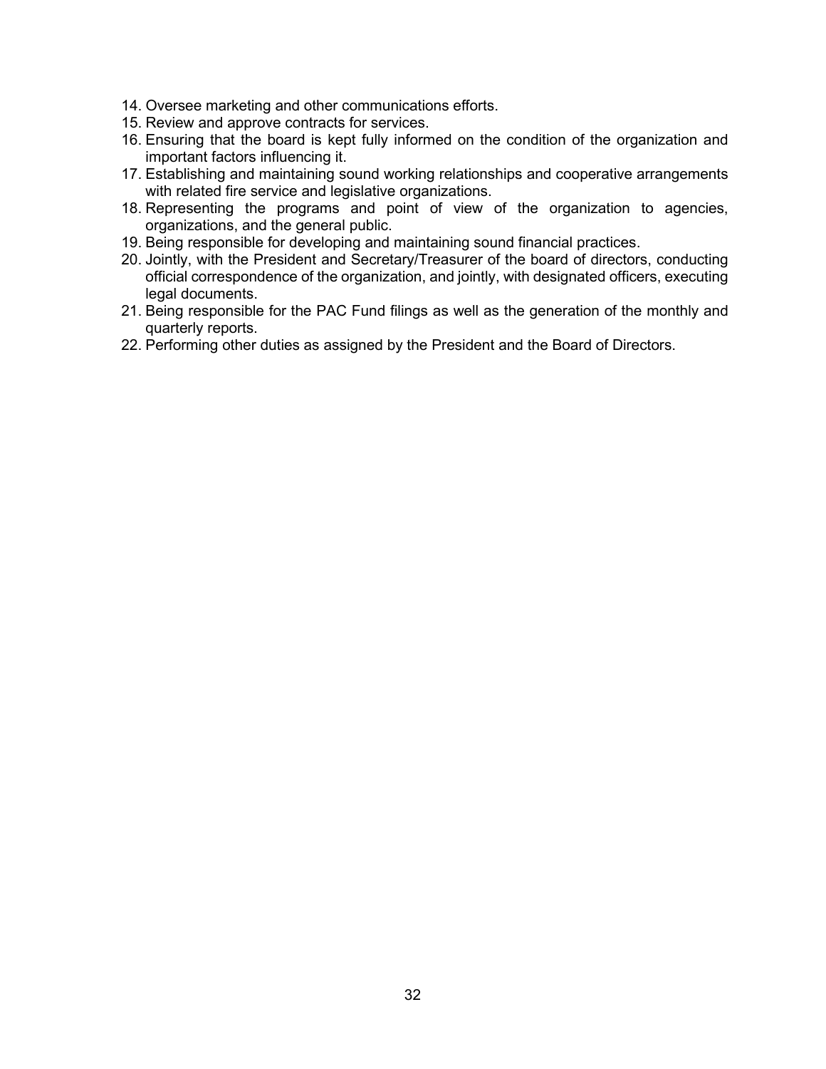14. Oversee marketing and other communications efforts.
15. Review and approve contracts for services.
16. Ensuring that the board is kept fully informed on the condition of the organization and important factors influencing it.
17. Establishing and maintaining sound working relationships and cooperative arrangements with related fire service and legislative organizations.
18. Representing the programs and point of view of the organization to agencies, organizations, and the general public.
19. Being responsible for developing and maintaining sound financial practices.
20. Jointly, with the President and Secretary/Treasurer of the board of directors, conducting official correspondence of the organization, and jointly, with designated officers, executing legal documents.
21. Being responsible for the PAC Fund filings as well as the generation of the monthly and quarterly reports.
22. Performing other duties as assigned by the President and the Board of Directors.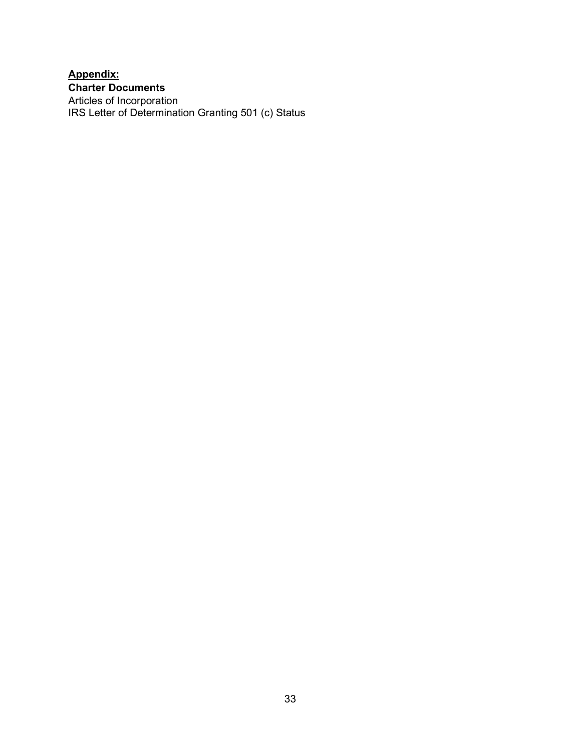**<u>Appendix:</u>**

**Charter Documents**

Articles of Incorporation

IRS Letter of Determination Granting 501 (c) Status